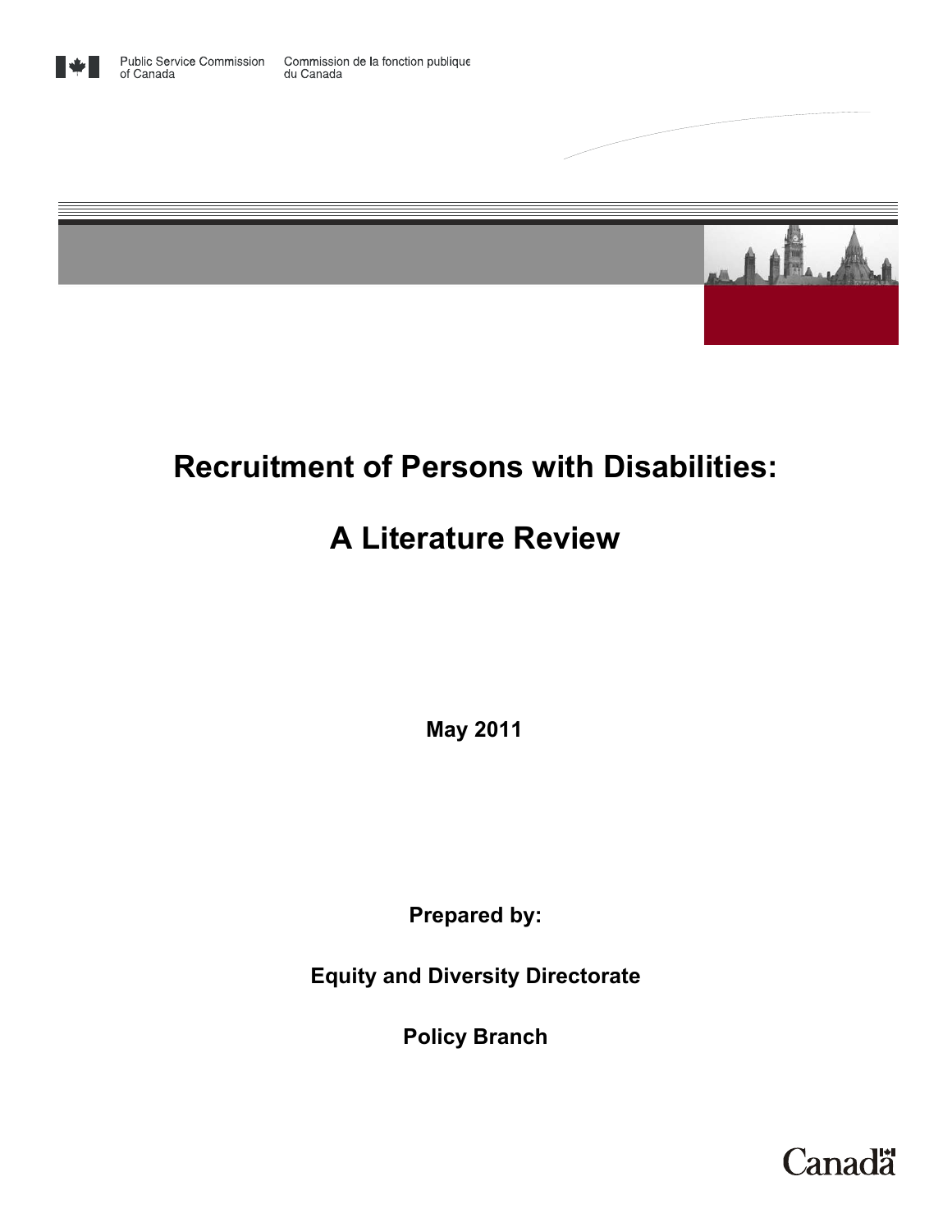Public Service Commission of Canada

Commission de la fonction publique du Canada

# Recruitment of Persons with Disabilities:

# A Literature Review

**May 2011**

**Prepared by:**

**Equity and Diversity Directorate**

**Policy Branch**

Canada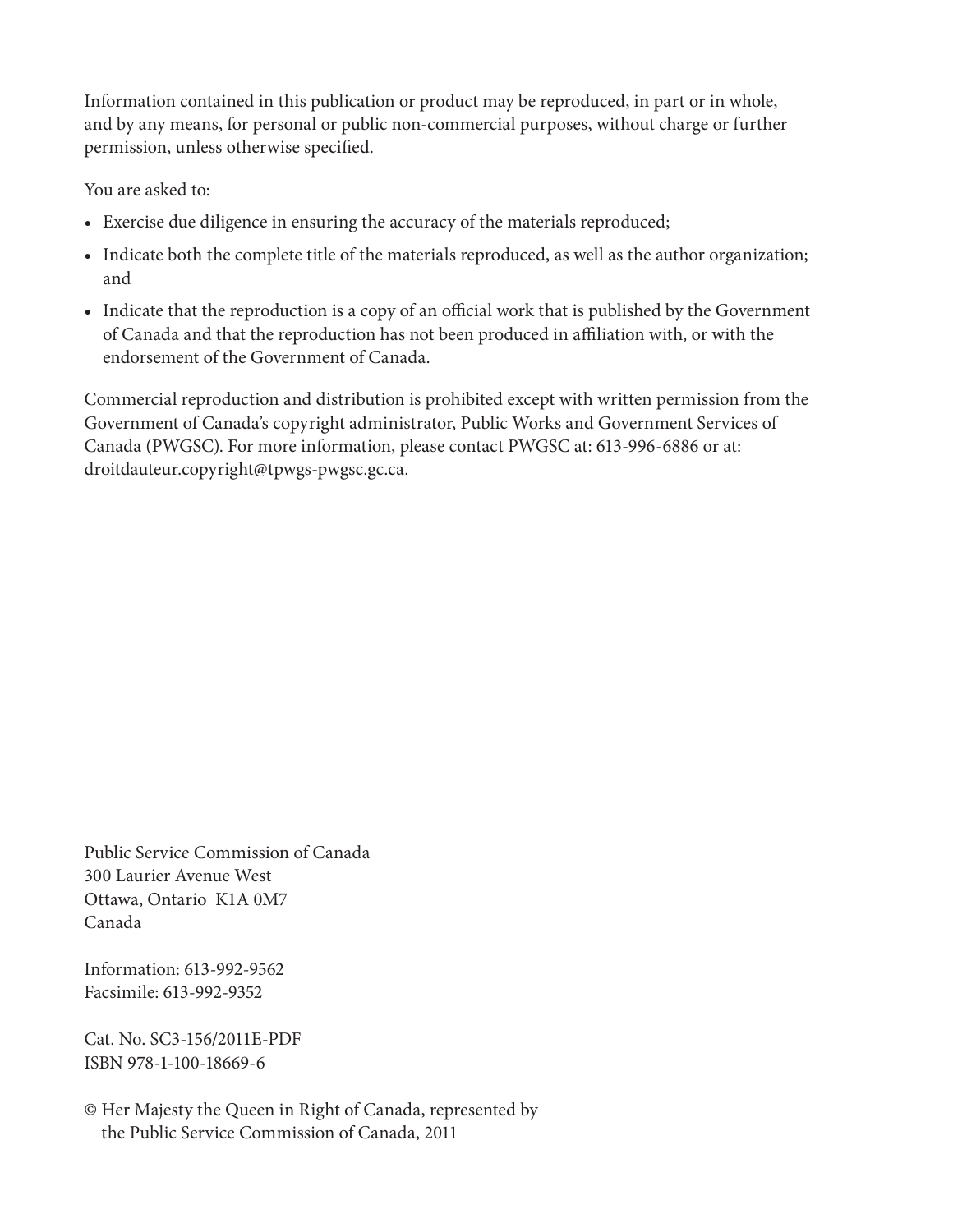Information contained in this publication or product may be reproduced, in part or in whole, and by any means, for personal or public non-commercial purposes, without charge or further permission, unless otherwise specified.

You are asked to:

- Exercise due diligence in ensuring the accuracy of the materials reproduced;
- Indicate both the complete title of the materials reproduced, as well as the author organization; and
- Indicate that the reproduction is a copy of an official work that is published by the Government of Canada and that the reproduction has not been produced in affiliation with, or with the endorsement of the Government of Canada.

Commercial reproduction and distribution is prohibited except with written permission from the Government of Canada's copyright administrator, Public Works and Government Services of Canada (PWGSC). For more information, please contact PWGSC at: 613-996-6886 or at: droitdauteur.copyright@tpwgs-pwgsc.gc.ca.

Public Service Commission of Canada  
300 Laurier Avenue West  
Ottawa, Ontario K1A 0M7  
Canada

Information: 613-992-9562  
Facsimile: 613-992-9352

Cat. No. SC3-156/2011E-PDF  
ISBN 978-1-100-18669-6

© Her Majesty the Queen in Right of Canada, represented by the Public Service Commission of Canada, 2011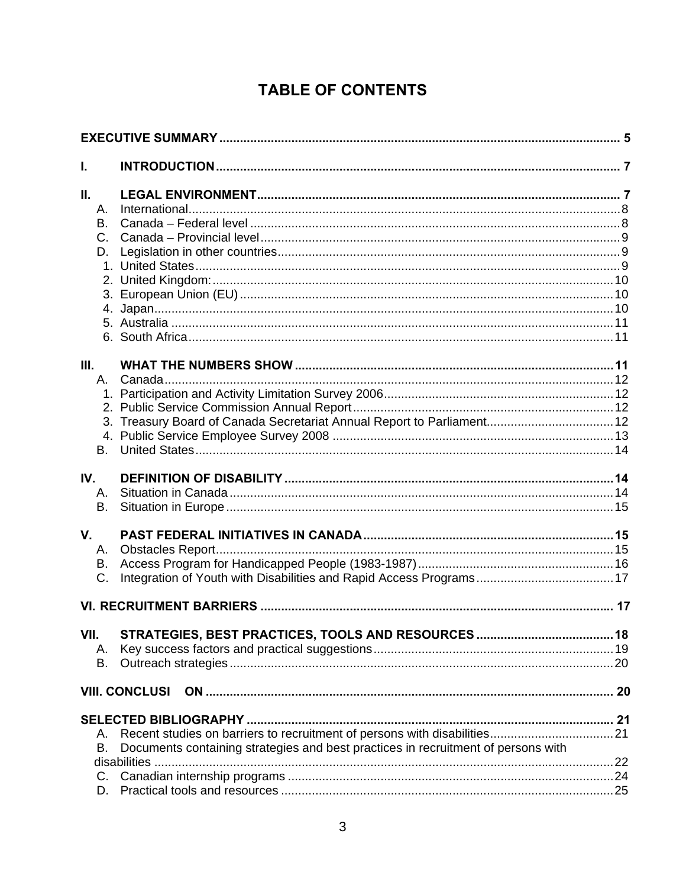# TABLE OF CONTENTS

**EXECUTIVE SUMMARY** .......... 5

**I. INTRODUCTION** .......... 7

**II. LEGAL ENVIRONMENT** .......... 7

- A. International .......... 8
- B. Canada – Federal level .......... 8
- C. Canada – Provincial level .......... 9
- D. Legislation in other countries .......... 9
  1. United States .......... 9
  2. United Kingdom: .......... 10
  3. European Union (EU) .......... 10
  4. Japan .......... 10
  5. Australia .......... 11
  6. South Africa .......... 11

**III. WHAT THE NUMBERS SHOW** .......... 11

- A. Canada .......... 12
  1. Participation and Activity Limitation Survey 2006 .......... 12
  2. Public Service Commission Annual Report .......... 12
  3. Treasury Board of Canada Secretariat Annual Report to Parliament .......... 12
  4. Public Service Employee Survey 2008 .......... 13
- B. United States .......... 14

**IV. DEFINITION OF DISABILITY** .......... 14

- A. Situation in Canada .......... 14
- B. Situation in Europe .......... 15

**V. PAST FEDERAL INITIATIVES IN CANADA** .......... 15

- A. Obstacles Report .......... 15
- B. Access Program for Handicapped People (1983-1987) .......... 16
- C. Integration of Youth with Disabilities and Rapid Access Programs .......... 17

**VI. RECRUITMENT BARRIERS** .......... 17

**VII. STRATEGIES, BEST PRACTICES, TOOLS AND RESOURCES** .......... 18

- A. Key success factors and practical suggestions .......... 19
- B. Outreach strategies .......... 20

**VIII. CONCLUSI ON** .......... 20

**SELECTED BIBLIOGRAPHY** .......... 21

- A. Recent studies on barriers to recruitment of persons with disabilities .......... 21
- B. Documents containing strategies and best practices in recruitment of persons with disabilities .......... 22
- C. Canadian internship programs .......... 24
- D. Practical tools and resources .......... 25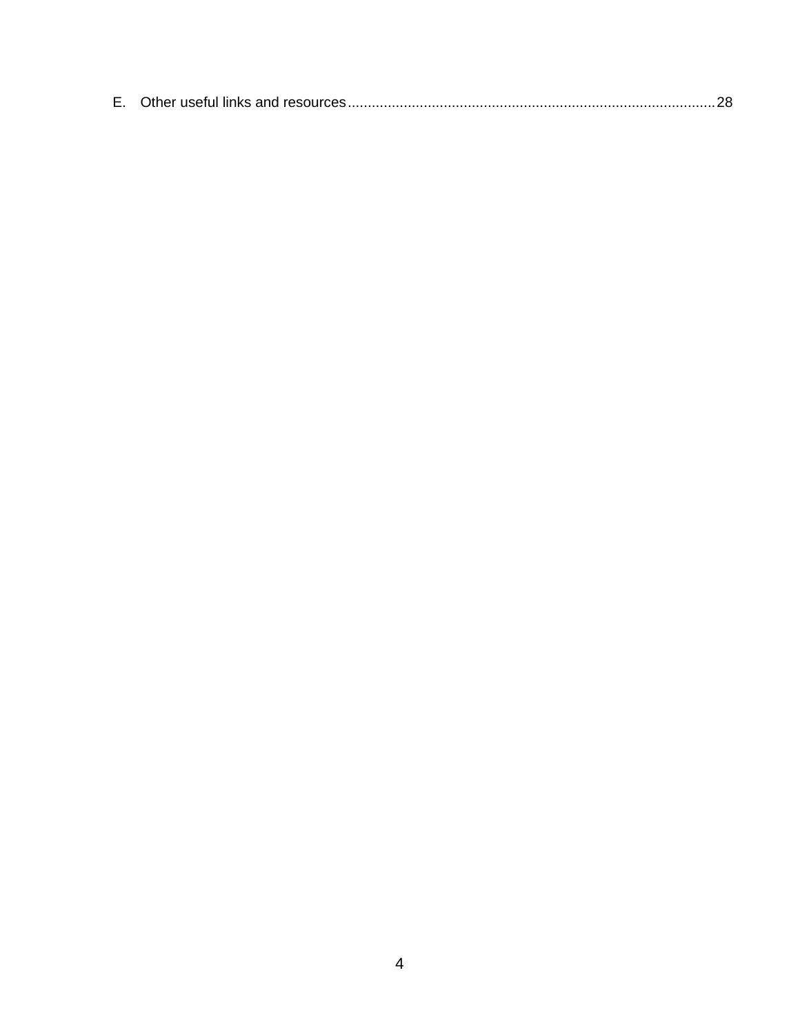E. Other useful links and resources ........................................................................................ 28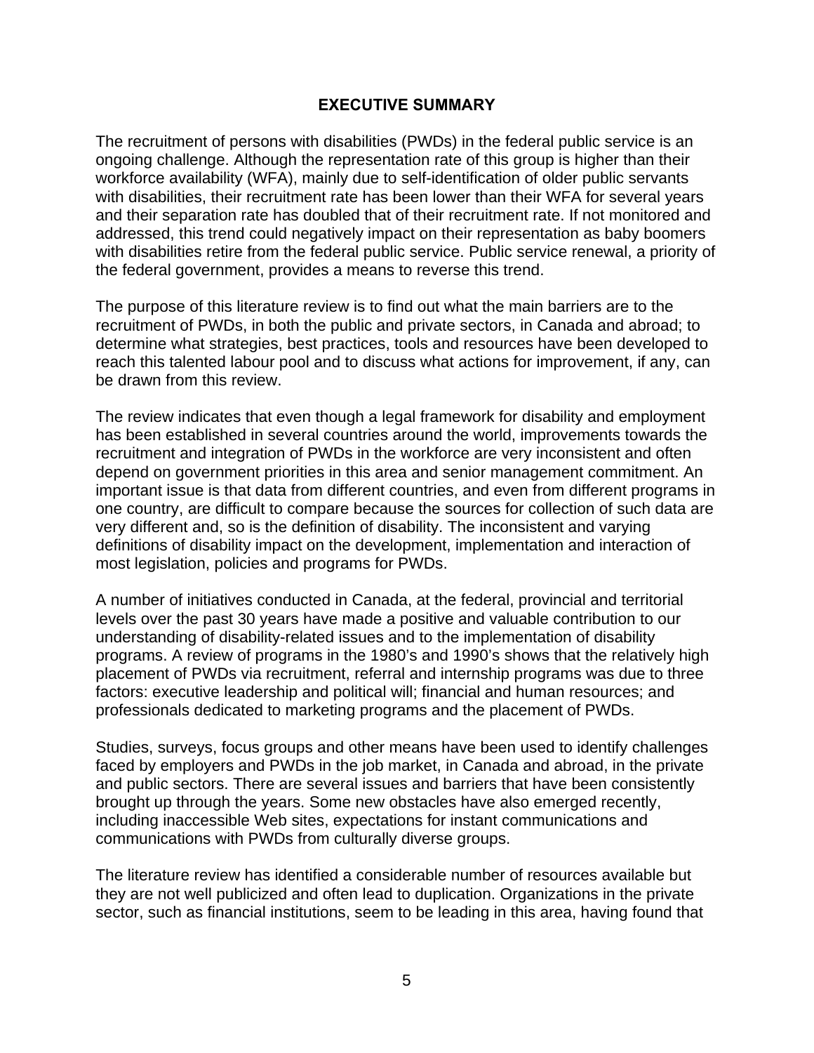# EXECUTIVE SUMMARY

The recruitment of persons with disabilities (PWDs) in the federal public service is an ongoing challenge. Although the representation rate of this group is higher than their workforce availability (WFA), mainly due to self-identification of older public servants with disabilities, their recruitment rate has been lower than their WFA for several years and their separation rate has doubled that of their recruitment rate. If not monitored and addressed, this trend could negatively impact on their representation as baby boomers with disabilities retire from the federal public service. Public service renewal, a priority of the federal government, provides a means to reverse this trend.

The purpose of this literature review is to find out what the main barriers are to the recruitment of PWDs, in both the public and private sectors, in Canada and abroad; to determine what strategies, best practices, tools and resources have been developed to reach this talented labour pool and to discuss what actions for improvement, if any, can be drawn from this review.

The review indicates that even though a legal framework for disability and employment has been established in several countries around the world, improvements towards the recruitment and integration of PWDs in the workforce are very inconsistent and often depend on government priorities in this area and senior management commitment. An important issue is that data from different countries, and even from different programs in one country, are difficult to compare because the sources for collection of such data are very different and, so is the definition of disability. The inconsistent and varying definitions of disability impact on the development, implementation and interaction of most legislation, policies and programs for PWDs.

A number of initiatives conducted in Canada, at the federal, provincial and territorial levels over the past 30 years have made a positive and valuable contribution to our understanding of disability-related issues and to the implementation of disability programs. A review of programs in the 1980's and 1990's shows that the relatively high placement of PWDs via recruitment, referral and internship programs was due to three factors: executive leadership and political will; financial and human resources; and professionals dedicated to marketing programs and the placement of PWDs.

Studies, surveys, focus groups and other means have been used to identify challenges faced by employers and PWDs in the job market, in Canada and abroad, in the private and public sectors. There are several issues and barriers that have been consistently brought up through the years. Some new obstacles have also emerged recently, including inaccessible Web sites, expectations for instant communications and communications with PWDs from culturally diverse groups.

The literature review has identified a considerable number of resources available but they are not well publicized and often lead to duplication. Organizations in the private sector, such as financial institutions, seem to be leading in this area, having found that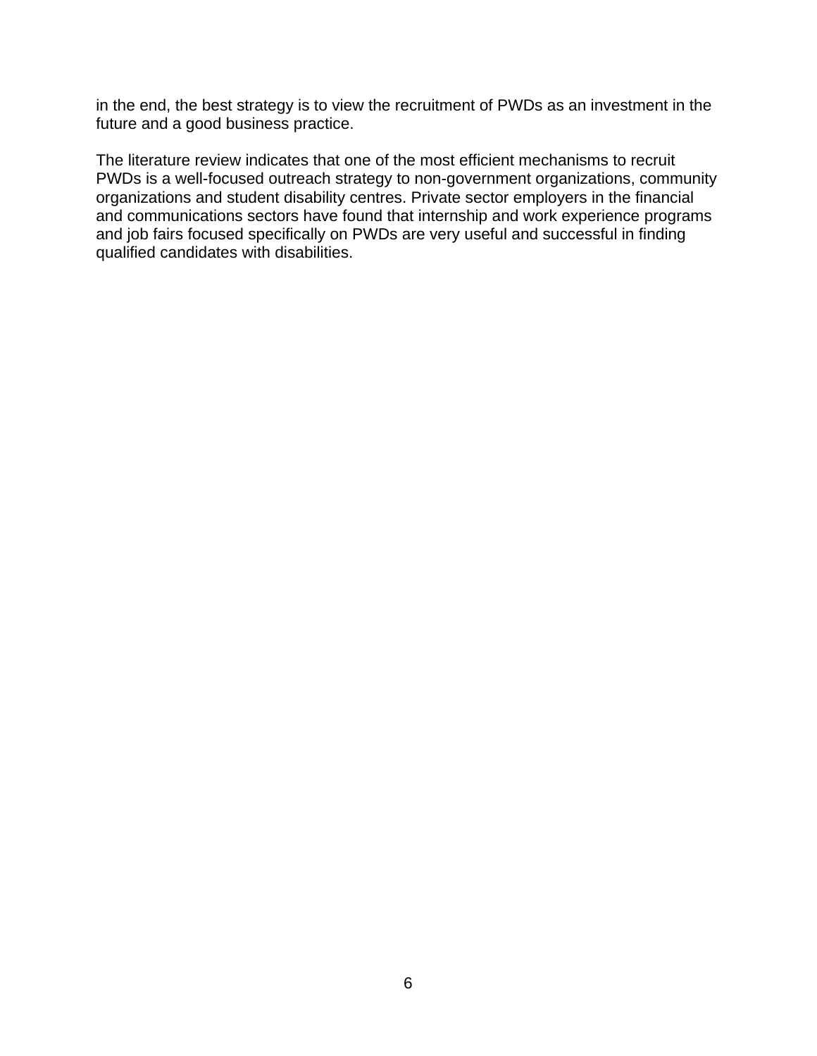in the end, the best strategy is to view the recruitment of PWDs as an investment in the future and a good business practice.

The literature review indicates that one of the most efficient mechanisms to recruit PWDs is a well-focused outreach strategy to non-government organizations, community organizations and student disability centres. Private sector employers in the financial and communications sectors have found that internship and work experience programs and job fairs focused specifically on PWDs are very useful and successful in finding qualified candidates with disabilities.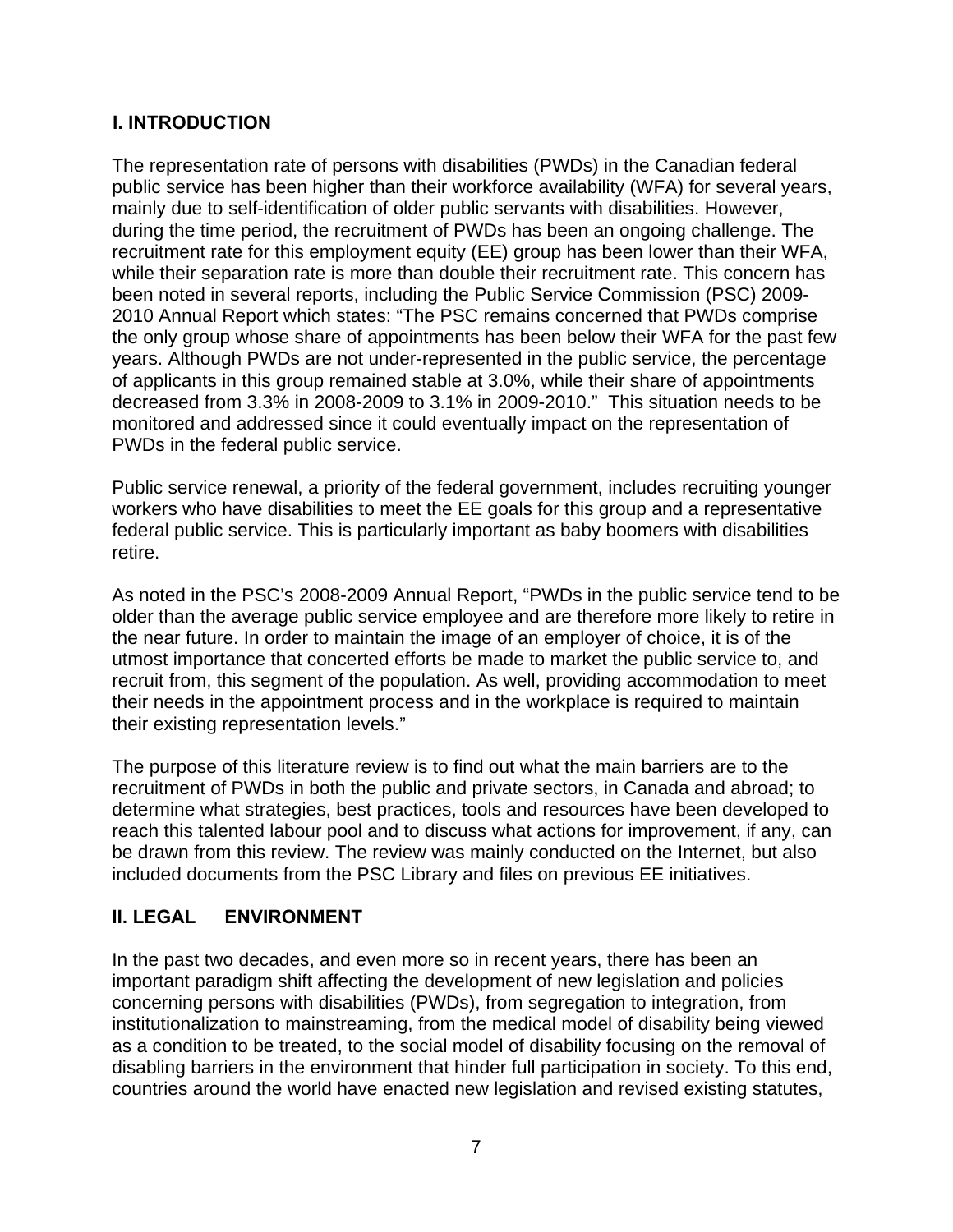## I. INTRODUCTION

The representation rate of persons with disabilities (PWDs) in the Canadian federal public service has been higher than their workforce availability (WFA) for several years, mainly due to self-identification of older public servants with disabilities. However, during the time period, the recruitment of PWDs has been an ongoing challenge. The recruitment rate for this employment equity (EE) group has been lower than their WFA, while their separation rate is more than double their recruitment rate. This concern has been noted in several reports, including the Public Service Commission (PSC) 2009-2010 Annual Report which states: "The PSC remains concerned that PWDs comprise the only group whose share of appointments has been below their WFA for the past few years. Although PWDs are not under-represented in the public service, the percentage of applicants in this group remained stable at 3.0%, while their share of appointments decreased from 3.3% in 2008-2009 to 3.1% in 2009-2010." This situation needs to be monitored and addressed since it could eventually impact on the representation of PWDs in the federal public service.

Public service renewal, a priority of the federal government, includes recruiting younger workers who have disabilities to meet the EE goals for this group and a representative federal public service. This is particularly important as baby boomers with disabilities retire.

As noted in the PSC's 2008-2009 Annual Report, "PWDs in the public service tend to be older than the average public service employee and are therefore more likely to retire in the near future. In order to maintain the image of an employer of choice, it is of the utmost importance that concerted efforts be made to market the public service to, and recruit from, this segment of the population. As well, providing accommodation to meet their needs in the appointment process and in the workplace is required to maintain their existing representation levels."

The purpose of this literature review is to find out what the main barriers are to the recruitment of PWDs in both the public and private sectors, in Canada and abroad; to determine what strategies, best practices, tools and resources have been developed to reach this talented labour pool and to discuss what actions for improvement, if any, can be drawn from this review. The review was mainly conducted on the Internet, but also included documents from the PSC Library and files on previous EE initiatives.

## II. LEGAL ENVIRONMENT

In the past two decades, and even more so in recent years, there has been an important paradigm shift affecting the development of new legislation and policies concerning persons with disabilities (PWDs), from segregation to integration, from institutionalization to mainstreaming, from the medical model of disability being viewed as a condition to be treated, to the social model of disability focusing on the removal of disabling barriers in the environment that hinder full participation in society. To this end, countries around the world have enacted new legislation and revised existing statutes,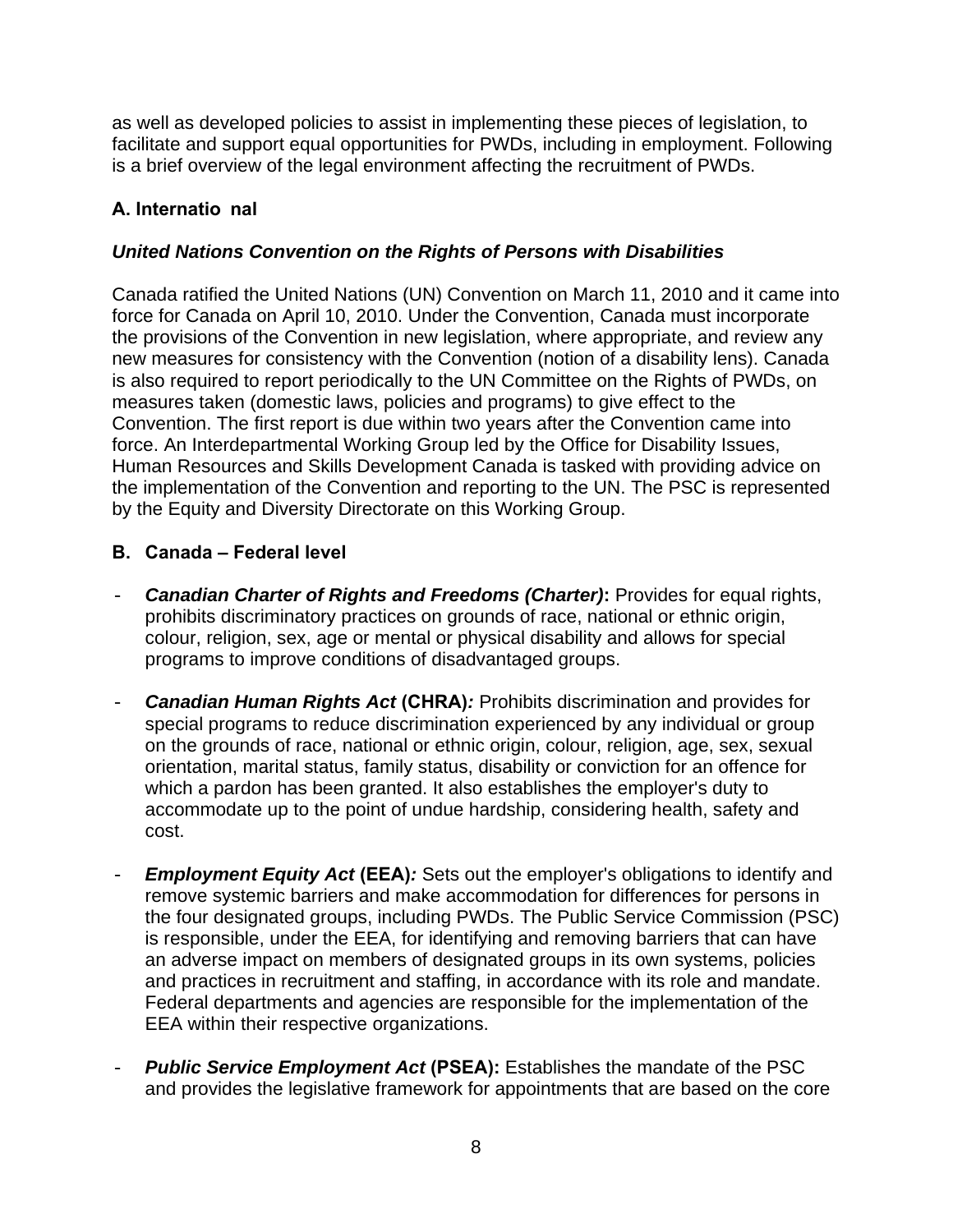as well as developed policies to assist in implementing these pieces of legislation, to facilitate and support equal opportunities for PWDs, including in employment. Following is a brief overview of the legal environment affecting the recruitment of PWDs.

### A. International

#### *United Nations Convention on the Rights of Persons with Disabilities*

Canada ratified the United Nations (UN) Convention on March 11, 2010 and it came into force for Canada on April 10, 2010. Under the Convention, Canada must incorporate the provisions of the Convention in new legislation, where appropriate, and review any new measures for consistency with the Convention (notion of a disability lens). Canada is also required to report periodically to the UN Committee on the Rights of PWDs, on measures taken (domestic laws, policies and programs) to give effect to the Convention. The first report is due within two years after the Convention came into force. An Interdepartmental Working Group led by the Office for Disability Issues, Human Resources and Skills Development Canada is tasked with providing advice on the implementation of the Convention and reporting to the UN. The PSC is represented by the Equity and Diversity Directorate on this Working Group.

### B. Canada – Federal level

- ***Canadian Charter of Rights and Freedoms (Charter)*****:** Provides for equal rights, prohibits discriminatory practices on grounds of race, national or ethnic origin, colour, religion, sex, age or mental or physical disability and allows for special programs to improve conditions of disadvantaged groups.

- ***Canadian Human Rights Act* (CHRA)*:*** Prohibits discrimination and provides for special programs to reduce discrimination experienced by any individual or group on the grounds of race, national or ethnic origin, colour, religion, age, sex, sexual orientation, marital status, family status, disability or conviction for an offence for which a pardon has been granted. It also establishes the employer's duty to accommodate up to the point of undue hardship, considering health, safety and cost.

- ***Employment Equity Act* (EEA)*:*** Sets out the employer's obligations to identify and remove systemic barriers and make accommodation for differences for persons in the four designated groups, including PWDs. The Public Service Commission (PSC) is responsible, under the EEA, for identifying and removing barriers that can have an adverse impact on members of designated groups in its own systems, policies and practices in recruitment and staffing, in accordance with its role and mandate. Federal departments and agencies are responsible for the implementation of the EEA within their respective organizations.

- ***Public Service Employment Act* (PSEA):** Establishes the mandate of the PSC and provides the legislative framework for appointments that are based on the core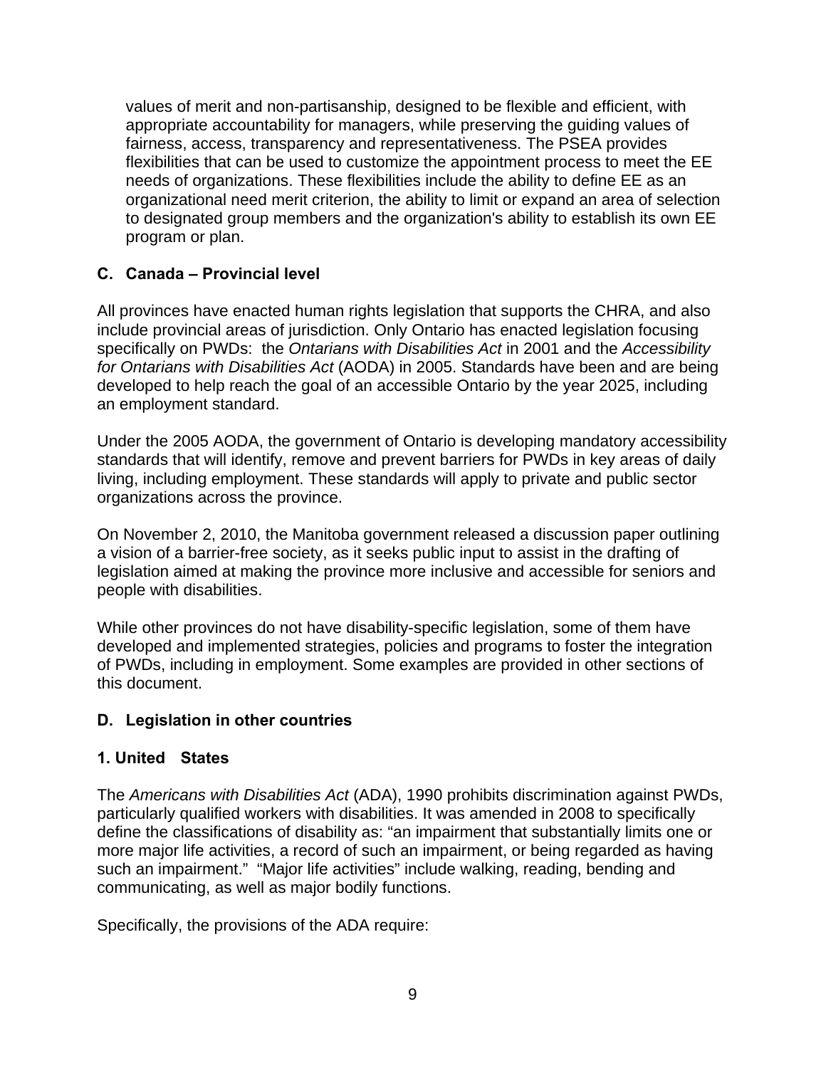values of merit and non-partisanship, designed to be flexible and efficient, with appropriate accountability for managers, while preserving the guiding values of fairness, access, transparency and representativeness. The PSEA provides flexibilities that can be used to customize the appointment process to meet the EE needs of organizations. These flexibilities include the ability to define EE as an organizational need merit criterion, the ability to limit or expand an area of selection to designated group members and the organization's ability to establish its own EE program or plan.

### C. Canada – Provincial level

All provinces have enacted human rights legislation that supports the CHRA, and also include provincial areas of jurisdiction. Only Ontario has enacted legislation focusing specifically on PWDs: the *Ontarians with Disabilities Act* in 2001 and the *Accessibility for Ontarians with Disabilities Act* (AODA) in 2005. Standards have been and are being developed to help reach the goal of an accessible Ontario by the year 2025, including an employment standard.

Under the 2005 AODA, the government of Ontario is developing mandatory accessibility standards that will identify, remove and prevent barriers for PWDs in key areas of daily living, including employment. These standards will apply to private and public sector organizations across the province.

On November 2, 2010, the Manitoba government released a discussion paper outlining a vision of a barrier-free society, as it seeks public input to assist in the drafting of legislation aimed at making the province more inclusive and accessible for seniors and people with disabilities.

While other provinces do not have disability-specific legislation, some of them have developed and implemented strategies, policies and programs to foster the integration of PWDs, including in employment. Some examples are provided in other sections of this document.

### D. Legislation in other countries

#### 1. United States

The *Americans with Disabilities Act* (ADA), 1990 prohibits discrimination against PWDs, particularly qualified workers with disabilities. It was amended in 2008 to specifically define the classifications of disability as: "an impairment that substantially limits one or more major life activities, a record of such an impairment, or being regarded as having such an impairment." "Major life activities" include walking, reading, bending and communicating, as well as major bodily functions.

Specifically, the provisions of the ADA require: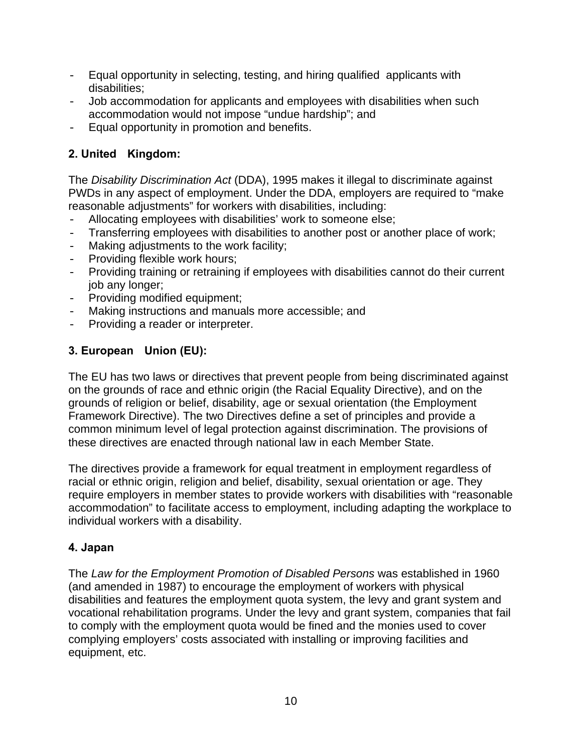- Equal opportunity in selecting, testing, and hiring qualified applicants with disabilities;
- Job accommodation for applicants and employees with disabilities when such accommodation would not impose “undue hardship”; and
- Equal opportunity in promotion and benefits.

**2. United Kingdom:**

The *Disability Discrimination Act* (DDA), 1995 makes it illegal to discriminate against PWDs in any aspect of employment. Under the DDA, employers are required to “make reasonable adjustments” for workers with disabilities, including:

- Allocating employees with disabilities’ work to someone else;
- Transferring employees with disabilities to another post or another place of work;
- Making adjustments to the work facility;
- Providing flexible work hours;
- Providing training or retraining if employees with disabilities cannot do their current job any longer;
- Providing modified equipment;
- Making instructions and manuals more accessible; and
- Providing a reader or interpreter.

**3. European Union (EU):**

The EU has two laws or directives that prevent people from being discriminated against on the grounds of race and ethnic origin (the Racial Equality Directive), and on the grounds of religion or belief, disability, age or sexual orientation (the Employment Framework Directive). The two Directives define a set of principles and provide a common minimum level of legal protection against discrimination. The provisions of these directives are enacted through national law in each Member State.

The directives provide a framework for equal treatment in employment regardless of racial or ethnic origin, religion and belief, disability, sexual orientation or age. They require employers in member states to provide workers with disabilities with “reasonable accommodation” to facilitate access to employment, including adapting the workplace to individual workers with a disability.

**4. Japan**

The *Law for the Employment Promotion of Disabled Persons* was established in 1960 (and amended in 1987) to encourage the employment of workers with physical disabilities and features the employment quota system, the levy and grant system and vocational rehabilitation programs. Under the levy and grant system, companies that fail to comply with the employment quota would be fined and the monies used to cover complying employers’ costs associated with installing or improving facilities and equipment, etc.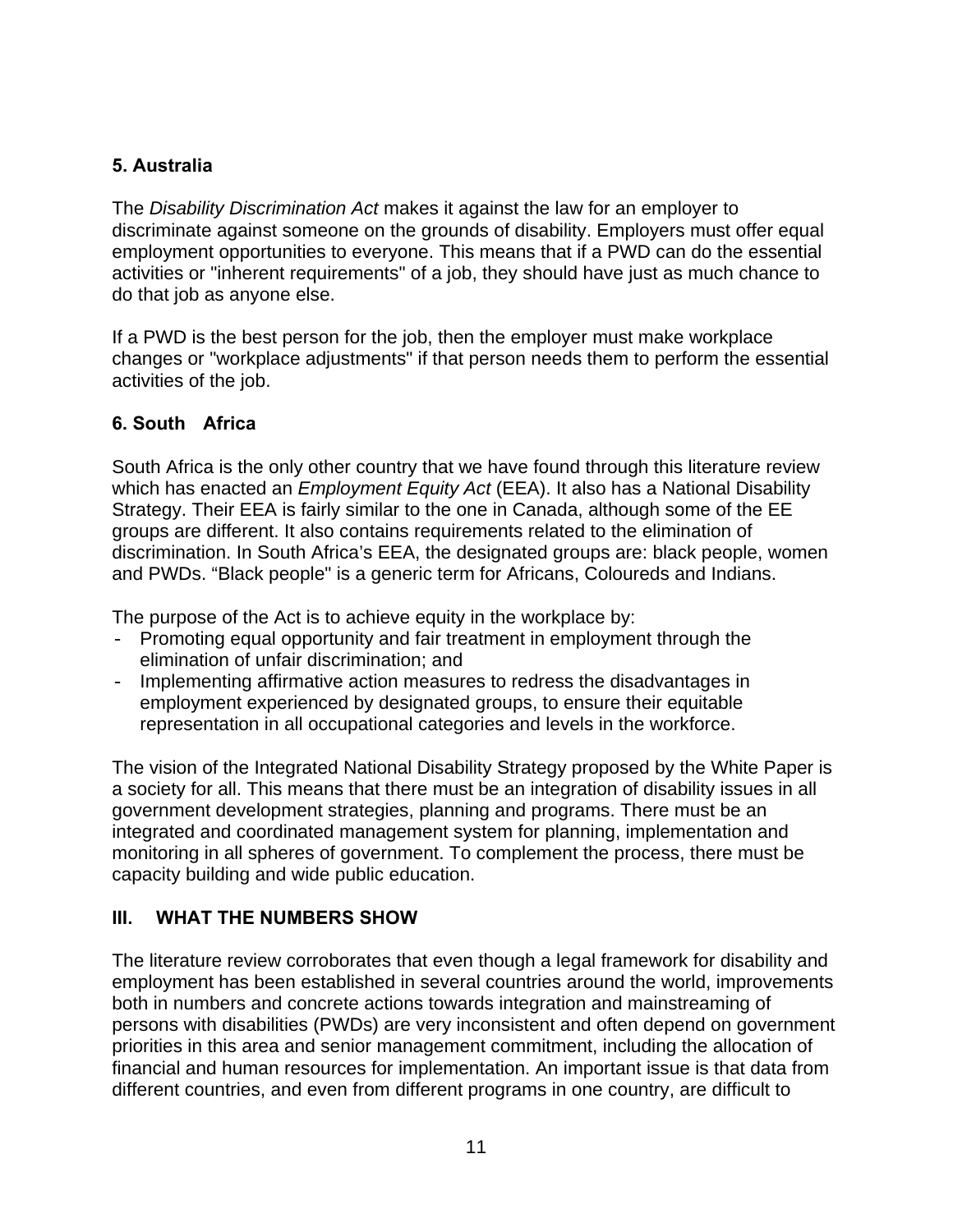### 5. Australia

The *Disability Discrimination Act* makes it against the law for an employer to discriminate against someone on the grounds of disability. Employers must offer equal employment opportunities to everyone. This means that if a PWD can do the essential activities or "inherent requirements" of a job, they should have just as much chance to do that job as anyone else.

If a PWD is the best person for the job, then the employer must make workplace changes or "workplace adjustments" if that person needs them to perform the essential activities of the job.

### 6. South Africa

South Africa is the only other country that we have found through this literature review which has enacted an *Employment Equity Act* (EEA). It also has a National Disability Strategy. Their EEA is fairly similar to the one in Canada, although some of the EE groups are different. It also contains requirements related to the elimination of discrimination. In South Africa's EEA, the designated groups are: black people, women and PWDs. "Black people" is a generic term for Africans, Coloureds and Indians.

The purpose of the Act is to achieve equity in the workplace by:

- Promoting equal opportunity and fair treatment in employment through the elimination of unfair discrimination; and
- Implementing affirmative action measures to redress the disadvantages in employment experienced by designated groups, to ensure their equitable representation in all occupational categories and levels in the workforce.

The vision of the Integrated National Disability Strategy proposed by the White Paper is a society for all. This means that there must be an integration of disability issues in all government development strategies, planning and programs. There must be an integrated and coordinated management system for planning, implementation and monitoring in all spheres of government. To complement the process, there must be capacity building and wide public education.

## III. WHAT THE NUMBERS SHOW

The literature review corroborates that even though a legal framework for disability and employment has been established in several countries around the world, improvements both in numbers and concrete actions towards integration and mainstreaming of persons with disabilities (PWDs) are very inconsistent and often depend on government priorities in this area and senior management commitment, including the allocation of financial and human resources for implementation. An important issue is that data from different countries, and even from different programs in one country, are difficult to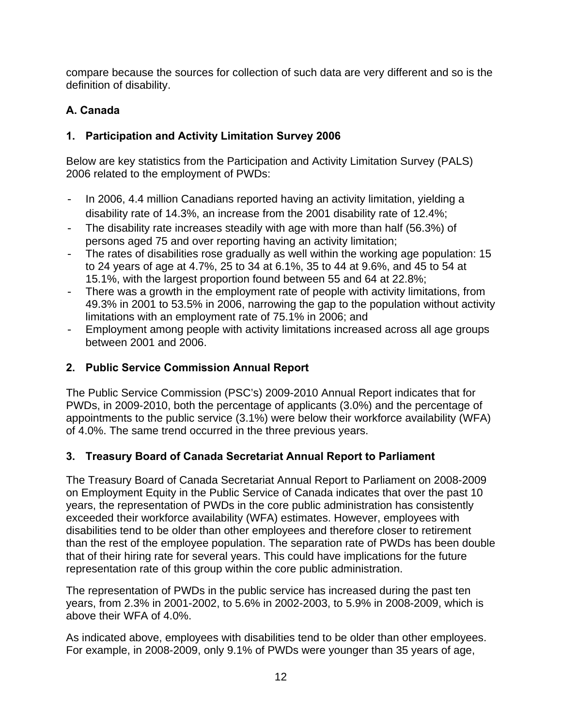compare because the sources for collection of such data are very different and so is the definition of disability.

## A. Canada

### 1. Participation and Activity Limitation Survey 2006

Below are key statistics from the Participation and Activity Limitation Survey (PALS) 2006 related to the employment of PWDs:

- In 2006, 4.4 million Canadians reported having an activity limitation, yielding a disability rate of 14.3%, an increase from the 2001 disability rate of 12.4%;
- The disability rate increases steadily with age with more than half (56.3%) of persons aged 75 and over reporting having an activity limitation;
- The rates of disabilities rose gradually as well within the working age population: 15 to 24 years of age at 4.7%, 25 to 34 at 6.1%, 35 to 44 at 9.6%, and 45 to 54 at 15.1%, with the largest proportion found between 55 and 64 at 22.8%;
- There was a growth in the employment rate of people with activity limitations, from 49.3% in 2001 to 53.5% in 2006, narrowing the gap to the population without activity limitations with an employment rate of 75.1% in 2006; and
- Employment among people with activity limitations increased across all age groups between 2001 and 2006.

### 2. Public Service Commission Annual Report

The Public Service Commission (PSC's) 2009-2010 Annual Report indicates that for PWDs, in 2009-2010, both the percentage of applicants (3.0%) and the percentage of appointments to the public service (3.1%) were below their workforce availability (WFA) of 4.0%. The same trend occurred in the three previous years.

### 3. Treasury Board of Canada Secretariat Annual Report to Parliament

The Treasury Board of Canada Secretariat Annual Report to Parliament on 2008-2009 on Employment Equity in the Public Service of Canada indicates that over the past 10 years, the representation of PWDs in the core public administration has consistently exceeded their workforce availability (WFA) estimates. However, employees with disabilities tend to be older than other employees and therefore closer to retirement than the rest of the employee population. The separation rate of PWDs has been double that of their hiring rate for several years. This could have implications for the future representation rate of this group within the core public administration.

The representation of PWDs in the public service has increased during the past ten years, from 2.3% in 2001-2002, to 5.6% in 2002-2003, to 5.9% in 2008-2009, which is above their WFA of 4.0%.

As indicated above, employees with disabilities tend to be older than other employees. For example, in 2008-2009, only 9.1% of PWDs were younger than 35 years of age,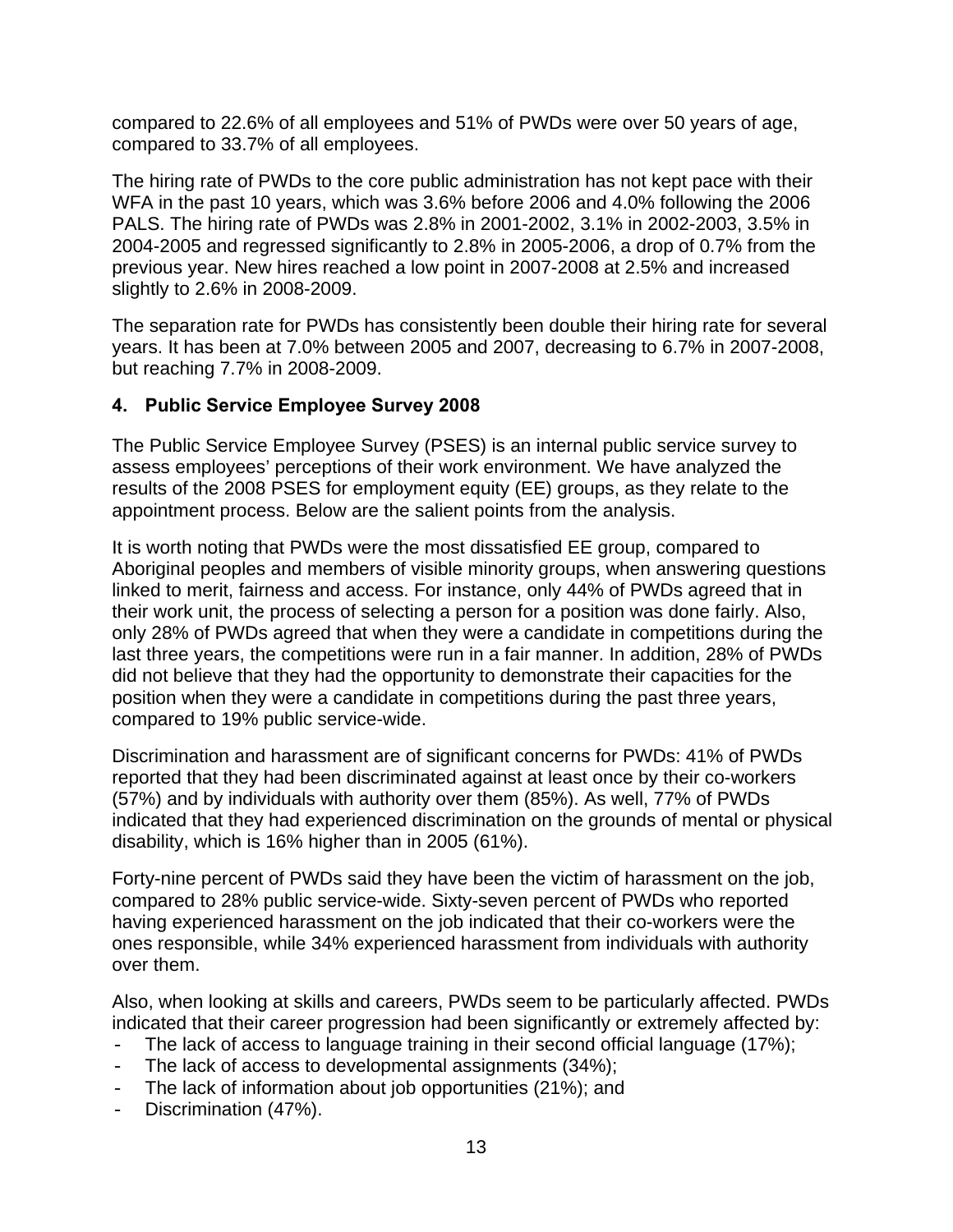compared to 22.6% of all employees and 51% of PWDs were over 50 years of age, compared to 33.7% of all employees.

The hiring rate of PWDs to the core public administration has not kept pace with their WFA in the past 10 years, which was 3.6% before 2006 and 4.0% following the 2006 PALS. The hiring rate of PWDs was 2.8% in 2001-2002, 3.1% in 2002-2003, 3.5% in 2004-2005 and regressed significantly to 2.8% in 2005-2006, a drop of 0.7% from the previous year. New hires reached a low point in 2007-2008 at 2.5% and increased slightly to 2.6% in 2008-2009.

The separation rate for PWDs has consistently been double their hiring rate for several years. It has been at 7.0% between 2005 and 2007, decreasing to 6.7% in 2007-2008, but reaching 7.7% in 2008-2009.

### 4. Public Service Employee Survey 2008

The Public Service Employee Survey (PSES) is an internal public service survey to assess employees' perceptions of their work environment. We have analyzed the results of the 2008 PSES for employment equity (EE) groups, as they relate to the appointment process. Below are the salient points from the analysis.

It is worth noting that PWDs were the most dissatisfied EE group, compared to Aboriginal peoples and members of visible minority groups, when answering questions linked to merit, fairness and access. For instance, only 44% of PWDs agreed that in their work unit, the process of selecting a person for a position was done fairly. Also, only 28% of PWDs agreed that when they were a candidate in competitions during the last three years, the competitions were run in a fair manner. In addition, 28% of PWDs did not believe that they had the opportunity to demonstrate their capacities for the position when they were a candidate in competitions during the past three years, compared to 19% public service-wide.

Discrimination and harassment are of significant concerns for PWDs: 41% of PWDs reported that they had been discriminated against at least once by their co-workers (57%) and by individuals with authority over them (85%). As well, 77% of PWDs indicated that they had experienced discrimination on the grounds of mental or physical disability, which is 16% higher than in 2005 (61%).

Forty-nine percent of PWDs said they have been the victim of harassment on the job, compared to 28% public service-wide. Sixty-seven percent of PWDs who reported having experienced harassment on the job indicated that their co-workers were the ones responsible, while 34% experienced harassment from individuals with authority over them.

Also, when looking at skills and careers, PWDs seem to be particularly affected. PWDs indicated that their career progression had been significantly or extremely affected by:

- The lack of access to language training in their second official language (17%);
- The lack of access to developmental assignments (34%);
- The lack of information about job opportunities (21%); and
- Discrimination (47%).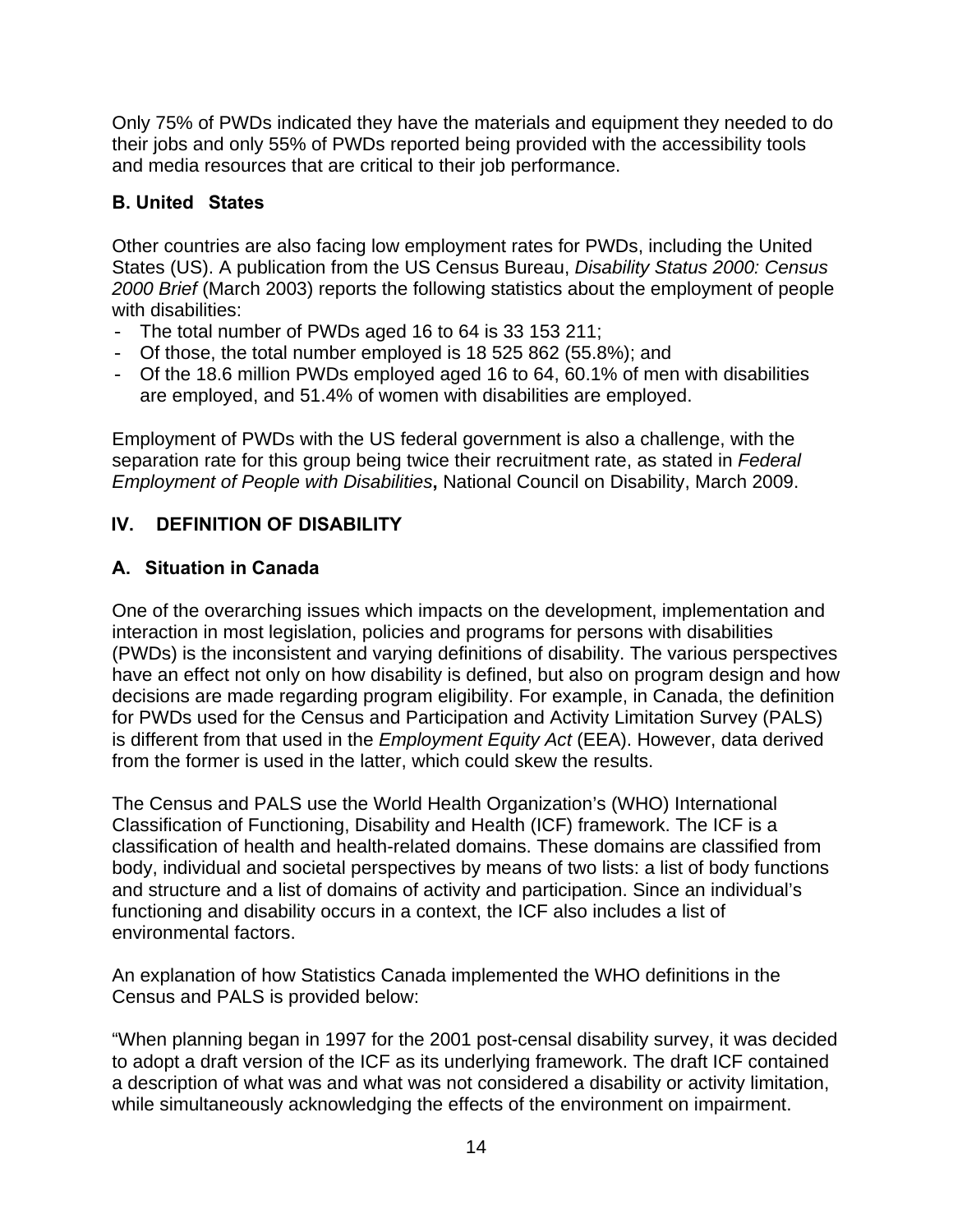Only 75% of PWDs indicated they have the materials and equipment they needed to do their jobs and only 55% of PWDs reported being provided with the accessibility tools and media resources that are critical to their job performance.

### B. United States

Other countries are also facing low employment rates for PWDs, including the United States (US). A publication from the US Census Bureau, *Disability Status 2000: Census 2000 Brief* (March 2003) reports the following statistics about the employment of people with disabilities:

- The total number of PWDs aged 16 to 64 is 33 153 211;
- Of those, the total number employed is 18 525 862 (55.8%); and
- Of the 18.6 million PWDs employed aged 16 to 64, 60.1% of men with disabilities are employed, and 51.4% of women with disabilities are employed.

Employment of PWDs with the US federal government is also a challenge, with the separation rate for this group being twice their recruitment rate, as stated in *Federal Employment of People with Disabilities*, National Council on Disability, March 2009.

## IV. DEFINITION OF DISABILITY

### A. Situation in Canada

One of the overarching issues which impacts on the development, implementation and interaction in most legislation, policies and programs for persons with disabilities (PWDs) is the inconsistent and varying definitions of disability. The various perspectives have an effect not only on how disability is defined, but also on program design and how decisions are made regarding program eligibility. For example, in Canada, the definition for PWDs used for the Census and Participation and Activity Limitation Survey (PALS) is different from that used in the *Employment Equity Act* (EEA). However, data derived from the former is used in the latter, which could skew the results.

The Census and PALS use the World Health Organization's (WHO) International Classification of Functioning, Disability and Health (ICF) framework. The ICF is a classification of health and health-related domains. These domains are classified from body, individual and societal perspectives by means of two lists: a list of body functions and structure and a list of domains of activity and participation. Since an individual's functioning and disability occurs in a context, the ICF also includes a list of environmental factors.

An explanation of how Statistics Canada implemented the WHO definitions in the Census and PALS is provided below:

"When planning began in 1997 for the 2001 post-censal disability survey, it was decided to adopt a draft version of the ICF as its underlying framework. The draft ICF contained a description of what was and what was not considered a disability or activity limitation, while simultaneously acknowledging the effects of the environment on impairment.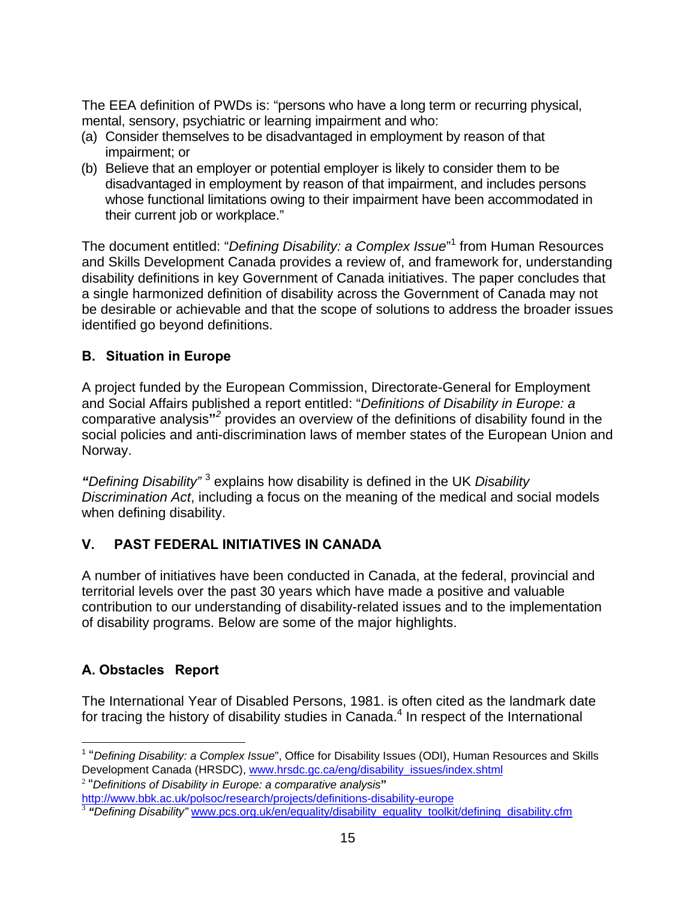The EEA definition of PWDs is: "persons who have a long term or recurring physical, mental, sensory, psychiatric or learning impairment and who:

(a) Consider themselves to be disadvantaged in employment by reason of that impairment; or
(b) Believe that an employer or potential employer is likely to consider them to be disadvantaged in employment by reason of that impairment, and includes persons whose functional limitations owing to their impairment have been accommodated in their current job or workplace."

The document entitled: "*Defining Disability: a Complex Issue*"[1] from Human Resources and Skills Development Canada provides a review of, and framework for, understanding disability definitions in key Government of Canada initiatives. The paper concludes that a single harmonized definition of disability across the Government of Canada may not be desirable or achievable and that the scope of solutions to address the broader issues identified go beyond definitions.

### B. Situation in Europe

A project funded by the European Commission, Directorate-General for Employment and Social Affairs published a report entitled: "*Definitions of Disability in Europe: a* comparative analysis**"**[2] provides an overview of the definitions of disability found in the social policies and anti-discrimination laws of member states of the European Union and Norway.

***"****Defining Disability"*[3] explains how disability is defined in the UK *Disability Discrimination Act*, including a focus on the meaning of the medical and social models when defining disability.

## V. PAST FEDERAL INITIATIVES IN CANADA

A number of initiatives have been conducted in Canada, at the federal, provincial and territorial levels over the past 30 years which have made a positive and valuable contribution to our understanding of disability-related issues and to the implementation of disability programs. Below are some of the major highlights.

### A. Obstacles Report

The International Year of Disabled Persons, 1981. is often cited as the landmark date for tracing the history of disability studies in Canada.[4] In respect of the International

---

[1] "*Defining Disability: a Complex Issue*", Office for Disability Issues (ODI), Human Resources and Skills Development Canada (HRSDC), www.hrsdc.gc.ca/eng/disability_issues/index.shtml

[2] "*Definitions of Disability in Europe: a comparative analysis***"** http://www.bbk.ac.uk/polsoc/research/projects/definitions-disability-europe

[3] ***"****Defining Disability"* www.pcs.org.uk/en/equality/disability_equality_toolkit/defining_disability.cfm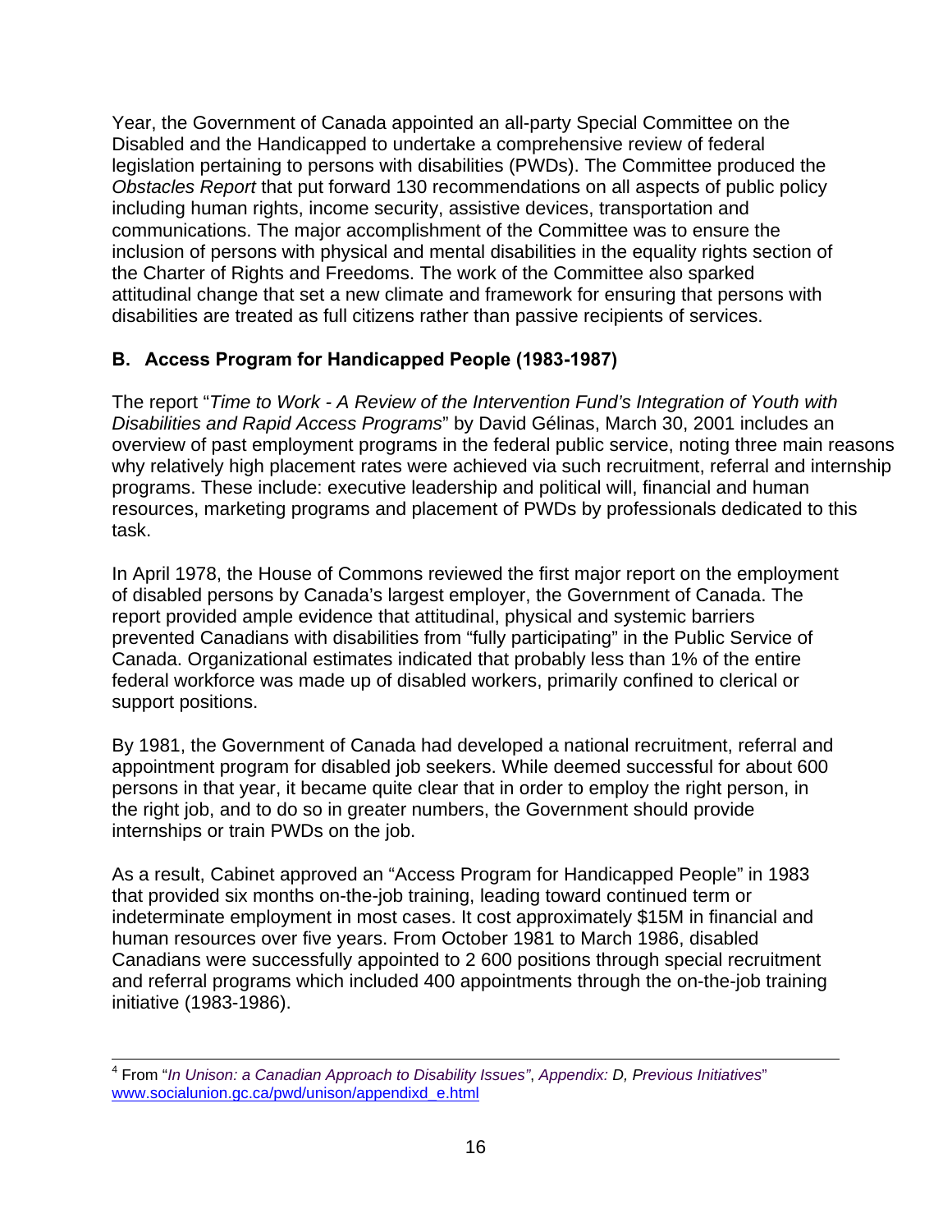Year, the Government of Canada appointed an all-party Special Committee on the Disabled and the Handicapped to undertake a comprehensive review of federal legislation pertaining to persons with disabilities (PWDs). The Committee produced the *Obstacles Report* that put forward 130 recommendations on all aspects of public policy including human rights, income security, assistive devices, transportation and communications. The major accomplishment of the Committee was to ensure the inclusion of persons with physical and mental disabilities in the equality rights section of the Charter of Rights and Freedoms. The work of the Committee also sparked attitudinal change that set a new climate and framework for ensuring that persons with disabilities are treated as full citizens rather than passive recipients of services.

### B. Access Program for Handicapped People (1983-1987)

The report "*Time to Work - A Review of the Intervention Fund's Integration of Youth with Disabilities and Rapid Access Programs*" by David Gélinas, March 30, 2001 includes an overview of past employment programs in the federal public service, noting three main reasons why relatively high placement rates were achieved via such recruitment, referral and internship programs. These include: executive leadership and political will, financial and human resources, marketing programs and placement of PWDs by professionals dedicated to this task.

In April 1978, the House of Commons reviewed the first major report on the employment of disabled persons by Canada's largest employer, the Government of Canada. The report provided ample evidence that attitudinal, physical and systemic barriers prevented Canadians with disabilities from "fully participating" in the Public Service of Canada. Organizational estimates indicated that probably less than 1% of the entire federal workforce was made up of disabled workers, primarily confined to clerical or support positions.

By 1981, the Government of Canada had developed a national recruitment, referral and appointment program for disabled job seekers. While deemed successful for about 600 persons in that year, it became quite clear that in order to employ the right person, in the right job, and to do so in greater numbers, the Government should provide internships or train PWDs on the job.

As a result, Cabinet approved an "Access Program for Handicapped People" in 1983 that provided six months on-the-job training, leading toward continued term or indeterminate employment in most cases. It cost approximately $15M in financial and human resources over five years. From October 1981 to March 1986, disabled Canadians were successfully appointed to 2 600 positions through special recruitment and referral programs which included 400 appointments through the on-the-job training initiative (1983-1986).

---

[4] From "*In Unison: a Canadian Approach to Disability Issues"*, *Appendix: D, Previous Initiatives*" [www.socialunion.gc.ca/pwd/unison/appendixd_e.html](http://www.socialunion.gc.ca/pwd/unison/appendixd_e.html)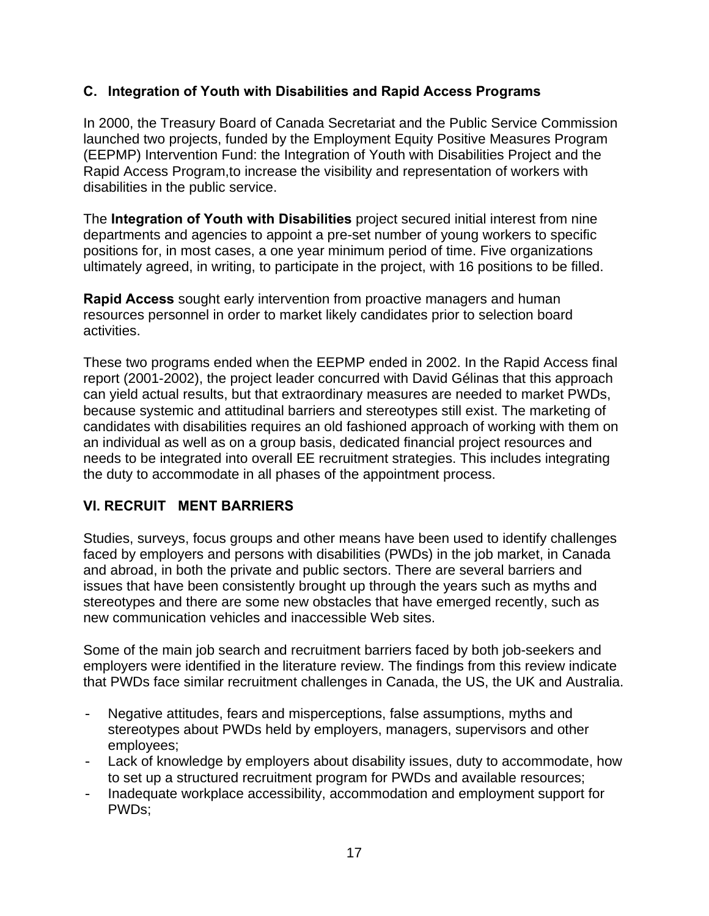### C. Integration of Youth with Disabilities and Rapid Access Programs

In 2000, the Treasury Board of Canada Secretariat and the Public Service Commission launched two projects, funded by the Employment Equity Positive Measures Program (EEPMP) Intervention Fund: the Integration of Youth with Disabilities Project and the Rapid Access Program,to increase the visibility and representation of workers with disabilities in the public service.

The **Integration of Youth with Disabilities** project secured initial interest from nine departments and agencies to appoint a pre-set number of young workers to specific positions for, in most cases, a one year minimum period of time. Five organizations ultimately agreed, in writing, to participate in the project, with 16 positions to be filled.

**Rapid Access** sought early intervention from proactive managers and human resources personnel in order to market likely candidates prior to selection board activities.

These two programs ended when the EEPMP ended in 2002. In the Rapid Access final report (2001-2002), the project leader concurred with David Gélinas that this approach can yield actual results, but that extraordinary measures are needed to market PWDs, because systemic and attitudinal barriers and stereotypes still exist. The marketing of candidates with disabilities requires an old fashioned approach of working with them on an individual as well as on a group basis, dedicated financial project resources and needs to be integrated into overall EE recruitment strategies. This includes integrating the duty to accommodate in all phases of the appointment process.

## VI. RECRUIT MENT BARRIERS

Studies, surveys, focus groups and other means have been used to identify challenges faced by employers and persons with disabilities (PWDs) in the job market, in Canada and abroad, in both the private and public sectors. There are several barriers and issues that have been consistently brought up through the years such as myths and stereotypes and there are some new obstacles that have emerged recently, such as new communication vehicles and inaccessible Web sites.

Some of the main job search and recruitment barriers faced by both job-seekers and employers were identified in the literature review. The findings from this review indicate that PWDs face similar recruitment challenges in Canada, the US, the UK and Australia.

- Negative attitudes, fears and misperceptions, false assumptions, myths and stereotypes about PWDs held by employers, managers, supervisors and other employees;
- Lack of knowledge by employers about disability issues, duty to accommodate, how to set up a structured recruitment program for PWDs and available resources;
- Inadequate workplace accessibility, accommodation and employment support for PWDs;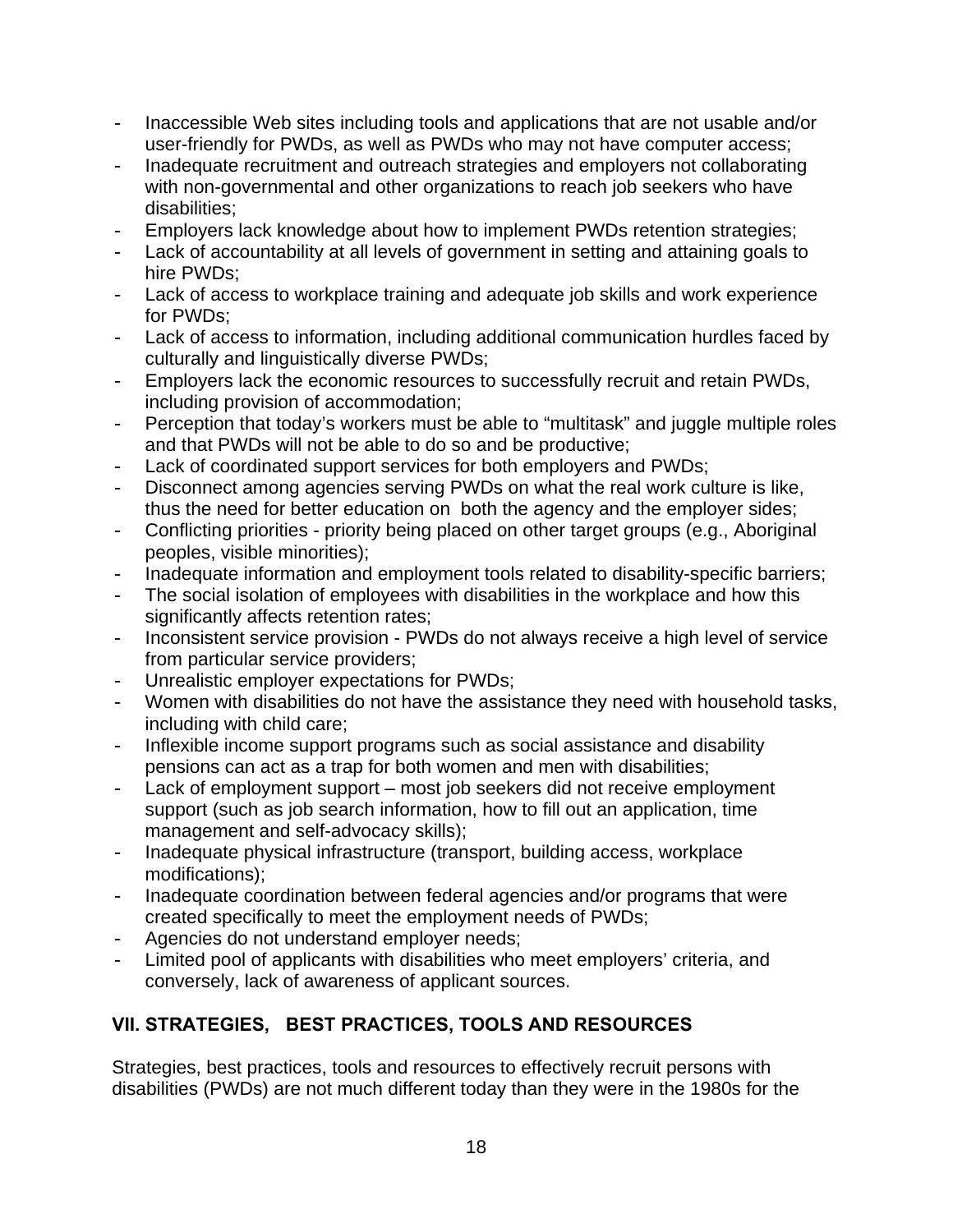- Inaccessible Web sites including tools and applications that are not usable and/or user-friendly for PWDs, as well as PWDs who may not have computer access;
- Inadequate recruitment and outreach strategies and employers not collaborating with non-governmental and other organizations to reach job seekers who have disabilities;
- Employers lack knowledge about how to implement PWDs retention strategies;
- Lack of accountability at all levels of government in setting and attaining goals to hire PWDs;
- Lack of access to workplace training and adequate job skills and work experience for PWDs;
- Lack of access to information, including additional communication hurdles faced by culturally and linguistically diverse PWDs;
- Employers lack the economic resources to successfully recruit and retain PWDs, including provision of accommodation;
- Perception that today's workers must be able to "multitask" and juggle multiple roles and that PWDs will not be able to do so and be productive;
- Lack of coordinated support services for both employers and PWDs;
- Disconnect among agencies serving PWDs on what the real work culture is like, thus the need for better education on both the agency and the employer sides;
- Conflicting priorities - priority being placed on other target groups (e.g., Aboriginal peoples, visible minorities);
- Inadequate information and employment tools related to disability-specific barriers;
- The social isolation of employees with disabilities in the workplace and how this significantly affects retention rates;
- Inconsistent service provision - PWDs do not always receive a high level of service from particular service providers;
- Unrealistic employer expectations for PWDs;
- Women with disabilities do not have the assistance they need with household tasks, including with child care;
- Inflexible income support programs such as social assistance and disability pensions can act as a trap for both women and men with disabilities;
- Lack of employment support – most job seekers did not receive employment support (such as job search information, how to fill out an application, time management and self-advocacy skills);
- Inadequate physical infrastructure (transport, building access, workplace modifications);
- Inadequate coordination between federal agencies and/or programs that were created specifically to meet the employment needs of PWDs;
- Agencies do not understand employer needs;
- Limited pool of applicants with disabilities who meet employers' criteria, and conversely, lack of awareness of applicant sources.

## VII. STRATEGIES, BEST PRACTICES, TOOLS AND RESOURCES

Strategies, best practices, tools and resources to effectively recruit persons with disabilities (PWDs) are not much different today than they were in the 1980s for the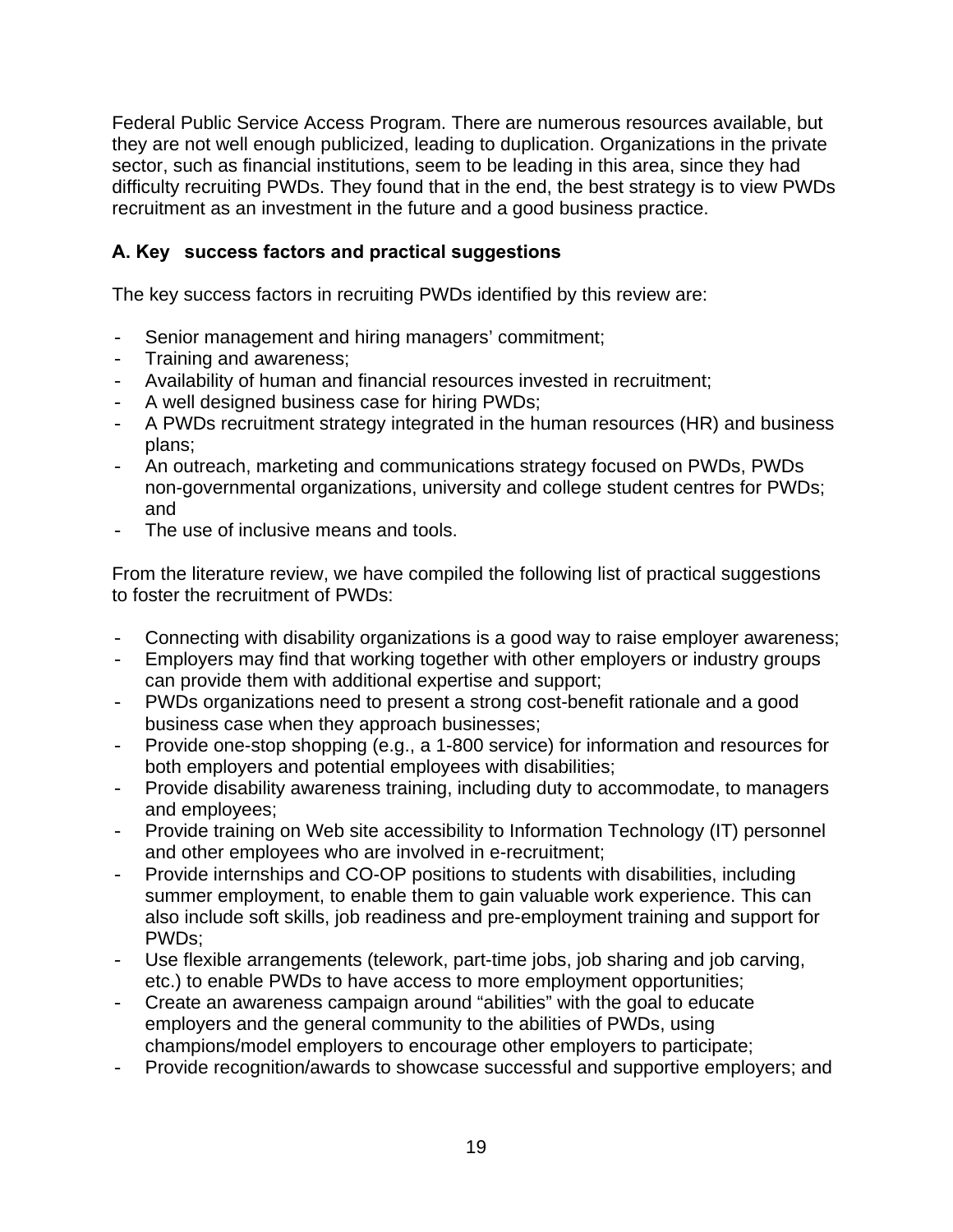Federal Public Service Access Program. There are numerous resources available, but they are not well enough publicized, leading to duplication. Organizations in the private sector, such as financial institutions, seem to be leading in this area, since they had difficulty recruiting PWDs. They found that in the end, the best strategy is to view PWDs recruitment as an investment in the future and a good business practice.

### A. Key success factors and practical suggestions

The key success factors in recruiting PWDs identified by this review are:

- Senior management and hiring managers' commitment;
- Training and awareness;
- Availability of human and financial resources invested in recruitment;
- A well designed business case for hiring PWDs;
- A PWDs recruitment strategy integrated in the human resources (HR) and business plans;
- An outreach, marketing and communications strategy focused on PWDs, PWDs non-governmental organizations, university and college student centres for PWDs; and
- The use of inclusive means and tools.

From the literature review, we have compiled the following list of practical suggestions to foster the recruitment of PWDs:

- Connecting with disability organizations is a good way to raise employer awareness;
- Employers may find that working together with other employers or industry groups can provide them with additional expertise and support;
- PWDs organizations need to present a strong cost-benefit rationale and a good business case when they approach businesses;
- Provide one-stop shopping (e.g., a 1-800 service) for information and resources for both employers and potential employees with disabilities;
- Provide disability awareness training, including duty to accommodate, to managers and employees;
- Provide training on Web site accessibility to Information Technology (IT) personnel and other employees who are involved in e-recruitment;
- Provide internships and CO-OP positions to students with disabilities, including summer employment, to enable them to gain valuable work experience. This can also include soft skills, job readiness and pre-employment training and support for PWDs;
- Use flexible arrangements (telework, part-time jobs, job sharing and job carving, etc.) to enable PWDs to have access to more employment opportunities;
- Create an awareness campaign around "abilities" with the goal to educate employers and the general community to the abilities of PWDs, using champions/model employers to encourage other employers to participate;
- Provide recognition/awards to showcase successful and supportive employers; and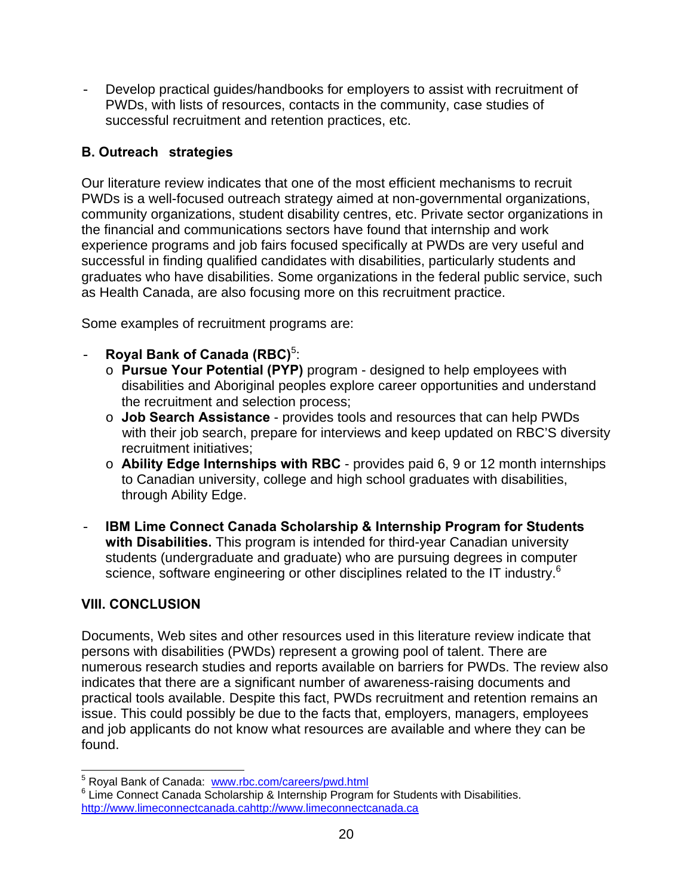- Develop practical guides/handbooks for employers to assist with recruitment of PWDs, with lists of resources, contacts in the community, case studies of successful recruitment and retention practices, etc.

### B. Outreach strategies

Our literature review indicates that one of the most efficient mechanisms to recruit PWDs is a well-focused outreach strategy aimed at non-governmental organizations, community organizations, student disability centres, etc. Private sector organizations in the financial and communications sectors have found that internship and work experience programs and job fairs focused specifically at PWDs are very useful and successful in finding qualified candidates with disabilities, particularly students and graduates who have disabilities. Some organizations in the federal public service, such as Health Canada, are also focusing more on this recruitment practice.

Some examples of recruitment programs are:

- **Royal Bank of Canada (RBC)**[5]:
  - **Pursue Your Potential (PYP)** program - designed to help employees with disabilities and Aboriginal peoples explore career opportunities and understand the recruitment and selection process;
  - **Job Search Assistance** - provides tools and resources that can help PWDs with their job search, prepare for interviews and keep updated on RBC'S diversity recruitment initiatives;
  - **Ability Edge Internships with RBC** - provides paid 6, 9 or 12 month internships to Canadian university, college and high school graduates with disabilities, through Ability Edge.

- **IBM Lime Connect Canada Scholarship & Internship Program for Students with Disabilities.** This program is intended for third-year Canadian university students (undergraduate and graduate) who are pursuing degrees in computer science, software engineering or other disciplines related to the IT industry.[6]

## VIII. CONCLUSION

Documents, Web sites and other resources used in this literature review indicate that persons with disabilities (PWDs) represent a growing pool of talent. There are numerous research studies and reports available on barriers for PWDs. The review also indicates that there are a significant number of awareness-raising documents and practical tools available. Despite this fact, PWDs recruitment and retention remains an issue. This could possibly be due to the facts that, employers, managers, employees and job applicants do not know what resources are available and where they can be found.

---

[5] Royal Bank of Canada: www.rbc.com/careers/pwd.html

[6] Lime Connect Canada Scholarship & Internship Program for Students with Disabilities. http://www.limeconnectcanada.cahttp://www.limeconnectcanada.ca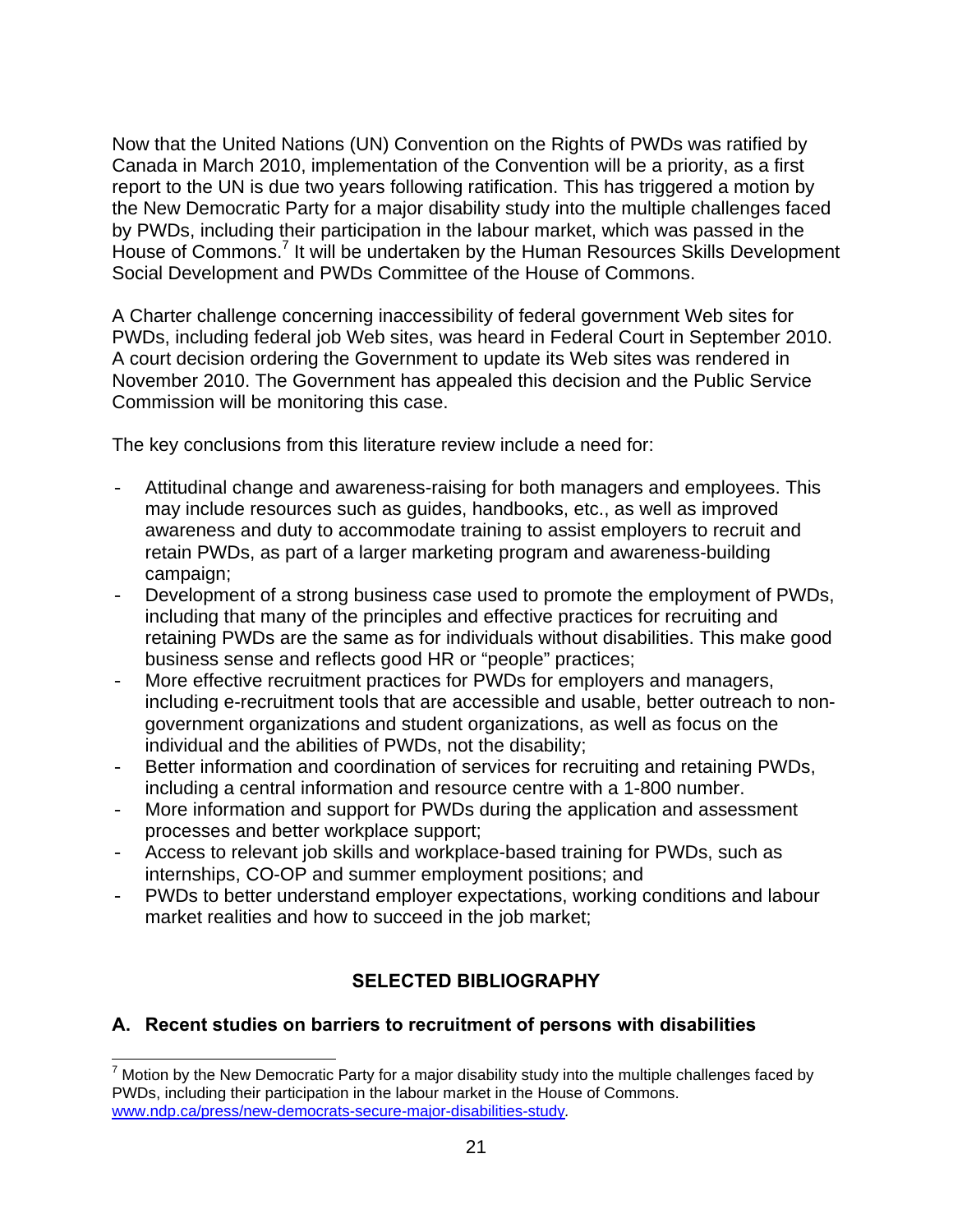Now that the United Nations (UN) Convention on the Rights of PWDs was ratified by Canada in March 2010, implementation of the Convention will be a priority, as a first report to the UN is due two years following ratification. This has triggered a motion by the New Democratic Party for a major disability study into the multiple challenges faced by PWDs, including their participation in the labour market, which was passed in the House of Commons.[7] It will be undertaken by the Human Resources Skills Development Social Development and PWDs Committee of the House of Commons.

A Charter challenge concerning inaccessibility of federal government Web sites for PWDs, including federal job Web sites, was heard in Federal Court in September 2010. A court decision ordering the Government to update its Web sites was rendered in November 2010. The Government has appealed this decision and the Public Service Commission will be monitoring this case.

The key conclusions from this literature review include a need for:

- Attitudinal change and awareness-raising for both managers and employees. This may include resources such as guides, handbooks, etc., as well as improved awareness and duty to accommodate training to assist employers to recruit and retain PWDs, as part of a larger marketing program and awareness-building campaign;
- Development of a strong business case used to promote the employment of PWDs, including that many of the principles and effective practices for recruiting and retaining PWDs are the same as for individuals without disabilities. This make good business sense and reflects good HR or "people" practices;
- More effective recruitment practices for PWDs for employers and managers, including e-recruitment tools that are accessible and usable, better outreach to non-government organizations and student organizations, as well as focus on the individual and the abilities of PWDs, not the disability;
- Better information and coordination of services for recruiting and retaining PWDs, including a central information and resource centre with a 1-800 number.
- More information and support for PWDs during the application and assessment processes and better workplace support;
- Access to relevant job skills and workplace-based training for PWDs, such as internships, CO-OP and summer employment positions; and
- PWDs to better understand employer expectations, working conditions and labour market realities and how to succeed in the job market;

## SELECTED BIBLIOGRAPHY

### A. Recent studies on barriers to recruitment of persons with disabilities

[7] Motion by the New Democratic Party for a major disability study into the multiple challenges faced by PWDs, including their participation in the labour market in the House of Commons. www.ndp.ca/press/new-democrats-secure-major-disabilities-study.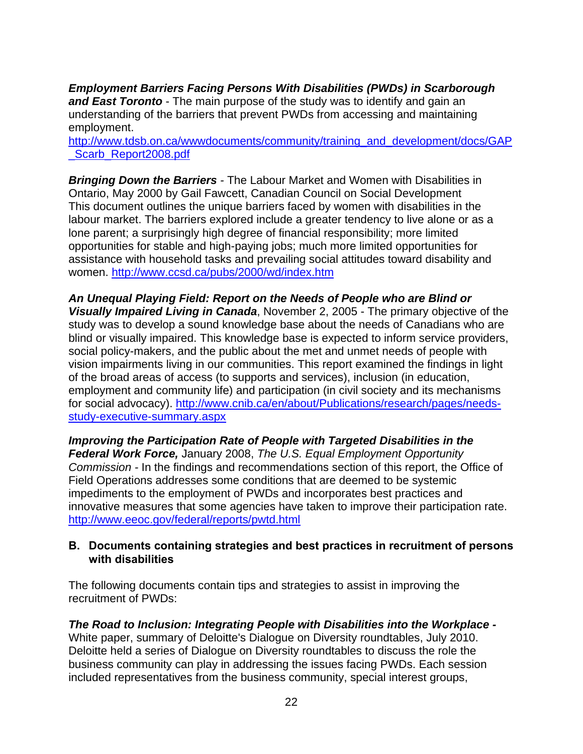***Employment Barriers Facing Persons With Disabilities (PWDs) in Scarborough and East Toronto*** - The main purpose of the study was to identify and gain an understanding of the barriers that prevent PWDs from accessing and maintaining employment.
http://www.tdsb.on.ca/wwwdocuments/community/training_and_development/docs/GAP_Scarb_Report2008.pdf

***Bringing Down the Barriers*** - The Labour Market and Women with Disabilities in Ontario, May 2000 by Gail Fawcett, Canadian Council on Social Development
This document outlines the unique barriers faced by women with disabilities in the labour market. The barriers explored include a greater tendency to live alone or as a lone parent; a surprisingly high degree of financial responsibility; more limited opportunities for stable and high-paying jobs; much more limited opportunities for assistance with household tasks and prevailing social attitudes toward disability and women. http://www.ccsd.ca/pubs/2000/wd/index.htm

***An Unequal Playing Field: Report on the Needs of People who are Blind or Visually Impaired Living in Canada***, November 2, 2005 - The primary objective of the study was to develop a sound knowledge base about the needs of Canadians who are blind or visually impaired. This knowledge base is expected to inform service providers, social policy-makers, and the public about the met and unmet needs of people with vision impairments living in our communities. This report examined the findings in light of the broad areas of access (to supports and services), inclusion (in education, employment and community life) and participation (in civil society and its mechanisms for social advocacy). http://www.cnib.ca/en/about/Publications/research/pages/needs-study-executive-summary.aspx

***Improving the Participation Rate of People with Targeted Disabilities in the Federal Work Force,*** January 2008, *The U.S. Equal Employment Opportunity Commission* - In the findings and recommendations section of this report, the Office of Field Operations addresses some conditions that are deemed to be systemic impediments to the employment of PWDs and incorporates best practices and innovative measures that some agencies have taken to improve their participation rate. http://www.eeoc.gov/federal/reports/pwtd.html

## B. Documents containing strategies and best practices in recruitment of persons with disabilities

The following documents contain tips and strategies to assist in improving the recruitment of PWDs:

***The Road to Inclusion: Integrating People with Disabilities into the Workplace -*** White paper, summary of Deloitte's Dialogue on Diversity roundtables, July 2010. Deloitte held a series of Dialogue on Diversity roundtables to discuss the role the business community can play in addressing the issues facing PWDs. Each session included representatives from the business community, special interest groups,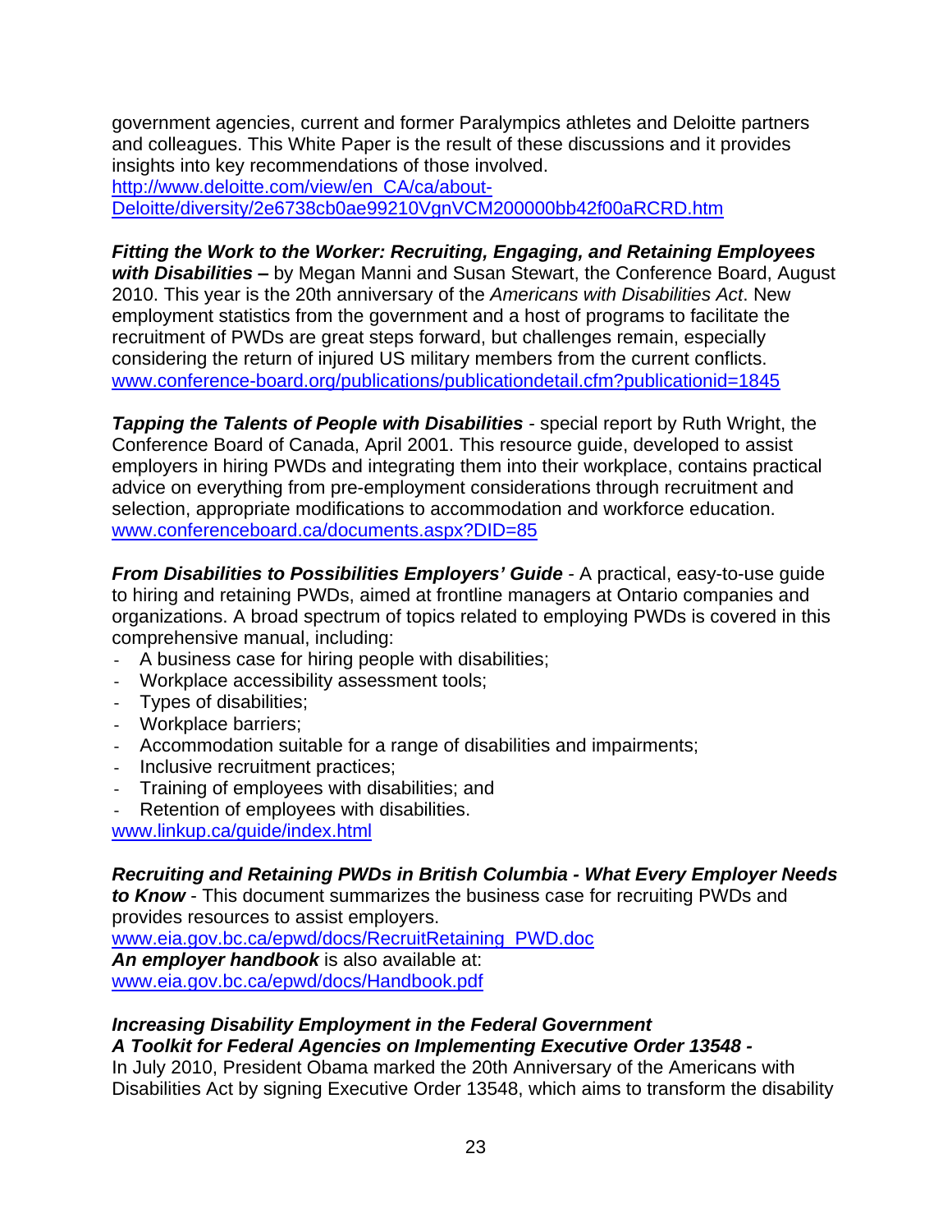government agencies, current and former Paralympics athletes and Deloitte partners and colleagues. This White Paper is the result of these discussions and it provides insights into key recommendations of those involved.
http://www.deloitte.com/view/en_CA/ca/about-Deloitte/diversity/2e6738cb0ae99210VgnVCM200000bb42f00aRCRD.htm

***Fitting the Work to the Worker: Recruiting, Engaging, and Retaining Employees with Disabilities –*** by Megan Manni and Susan Stewart, the Conference Board, August 2010. This year is the 20th anniversary of the *Americans with Disabilities Act*. New employment statistics from the government and a host of programs to facilitate the recruitment of PWDs are great steps forward, but challenges remain, especially considering the return of injured US military members from the current conflicts.
www.conference-board.org/publications/publicationdetail.cfm?publicationid=1845

***Tapping the Talents of People with Disabilities*** - special report by Ruth Wright, the Conference Board of Canada, April 2001. This resource guide, developed to assist employers in hiring PWDs and integrating them into their workplace, contains practical advice on everything from pre-employment considerations through recruitment and selection, appropriate modifications to accommodation and workforce education.
www.conferenceboard.ca/documents.aspx?DID=85

***From Disabilities to Possibilities Employers' Guide*** - A practical, easy-to-use guide to hiring and retaining PWDs, aimed at frontline managers at Ontario companies and organizations. A broad spectrum of topics related to employing PWDs is covered in this comprehensive manual, including:

- A business case for hiring people with disabilities;
- Workplace accessibility assessment tools;
- Types of disabilities;
- Workplace barriers;
- Accommodation suitable for a range of disabilities and impairments;
- Inclusive recruitment practices;
- Training of employees with disabilities; and
- Retention of employees with disabilities.

www.linkup.ca/guide/index.html

***Recruiting and Retaining PWDs in British Columbia - What Every Employer Needs to Know*** - This document summarizes the business case for recruiting PWDs and provides resources to assist employers.
www.eia.gov.bc.ca/epwd/docs/RecruitRetaining_PWD.doc
***An employer handbook*** is also available at:
www.eia.gov.bc.ca/epwd/docs/Handbook.pdf

***Increasing Disability Employment in the Federal Government***
***A Toolkit for Federal Agencies on Implementing Executive Order 13548 -***
In July 2010, President Obama marked the 20th Anniversary of the Americans with Disabilities Act by signing Executive Order 13548, which aims to transform the disability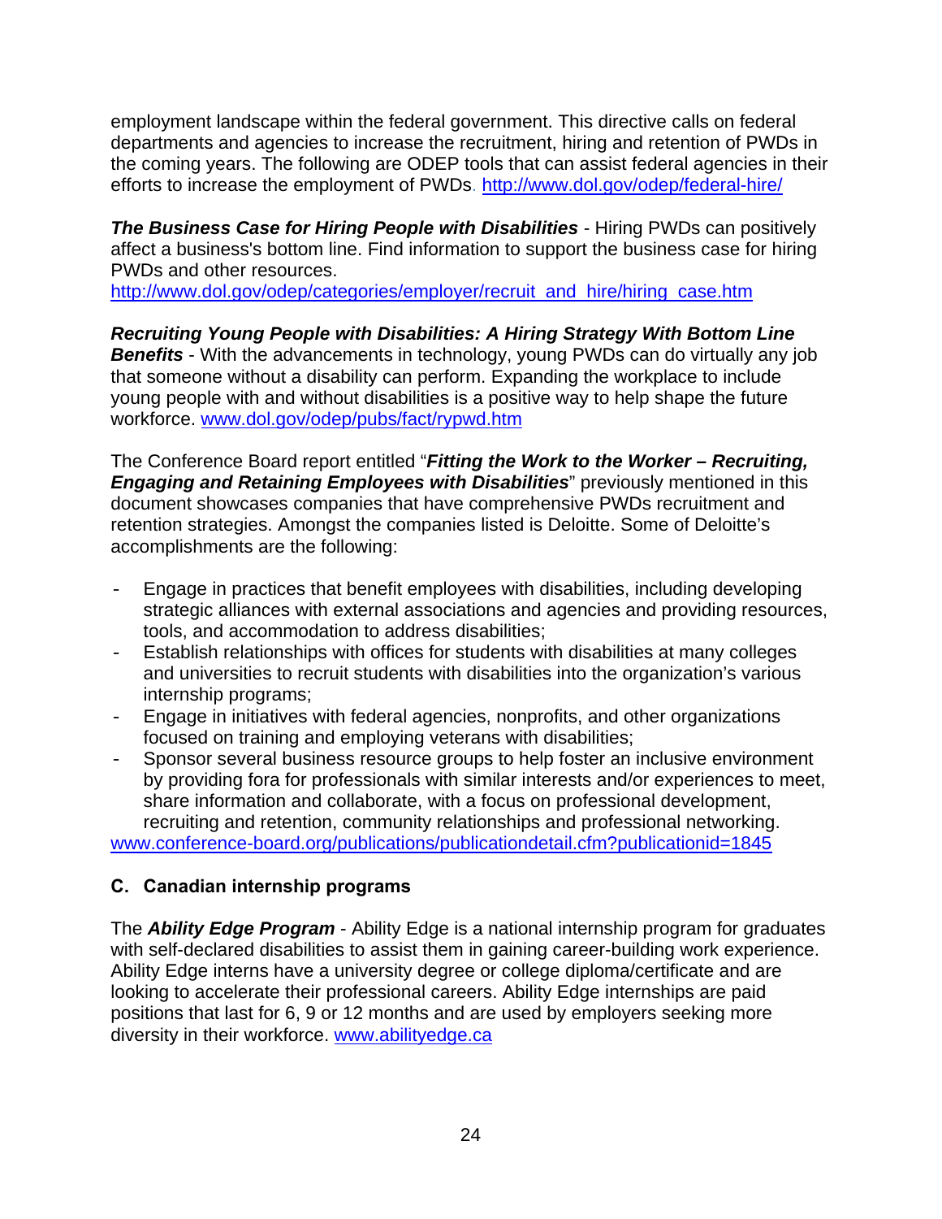employment landscape within the federal government. This directive calls on federal departments and agencies to increase the recruitment, hiring and retention of PWDs in the coming years. The following are ODEP tools that can assist federal agencies in their efforts to increase the employment of PWDs. http://www.dol.gov/odep/federal-hire/

***The Business Case for Hiring People with Disabilities*** - Hiring PWDs can positively affect a business's bottom line. Find information to support the business case for hiring PWDs and other resources.
http://www.dol.gov/odep/categories/employer/recruit_and_hire/hiring_case.htm

***Recruiting Young People with Disabilities: A Hiring Strategy With Bottom Line Benefits*** - With the advancements in technology, young PWDs can do virtually any job that someone without a disability can perform. Expanding the workplace to include young people with and without disabilities is a positive way to help shape the future workforce. www.dol.gov/odep/pubs/fact/rypwd.htm

The Conference Board report entitled "***Fitting the Work to the Worker – Recruiting, Engaging and Retaining Employees with Disabilities***" previously mentioned in this document showcases companies that have comprehensive PWDs recruitment and retention strategies. Amongst the companies listed is Deloitte. Some of Deloitte's accomplishments are the following:

- Engage in practices that benefit employees with disabilities, including developing strategic alliances with external associations and agencies and providing resources, tools, and accommodation to address disabilities;
- Establish relationships with offices for students with disabilities at many colleges and universities to recruit students with disabilities into the organization's various internship programs;
- Engage in initiatives with federal agencies, nonprofits, and other organizations focused on training and employing veterans with disabilities;
- Sponsor several business resource groups to help foster an inclusive environment by providing fora for professionals with similar interests and/or experiences to meet, share information and collaborate, with a focus on professional development, recruiting and retention, community relationships and professional networking.

www.conference-board.org/publications/publicationdetail.cfm?publicationid=1845

## C. Canadian internship programs

The ***Ability Edge Program*** - Ability Edge is a national internship program for graduates with self-declared disabilities to assist them in gaining career-building work experience. Ability Edge interns have a university degree or college diploma/certificate and are looking to accelerate their professional careers. Ability Edge internships are paid positions that last for 6, 9 or 12 months and are used by employers seeking more diversity in their workforce. www.abilityedge.ca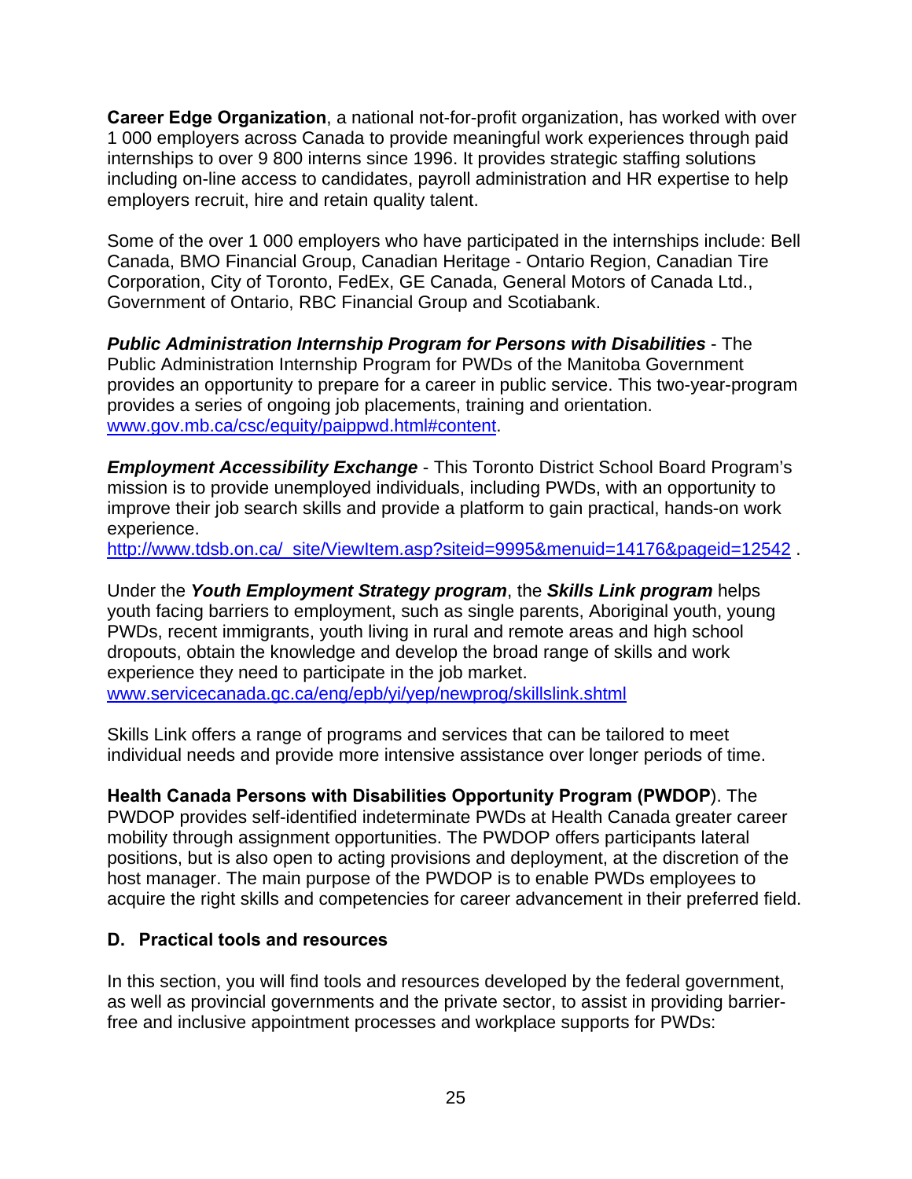**Career Edge Organization**, a national not-for-profit organization, has worked with over 1 000 employers across Canada to provide meaningful work experiences through paid internships to over 9 800 interns since 1996. It provides strategic staffing solutions including on-line access to candidates, payroll administration and HR expertise to help employers recruit, hire and retain quality talent.

Some of the over 1 000 employers who have participated in the internships include: Bell Canada, BMO Financial Group, Canadian Heritage - Ontario Region, Canadian Tire Corporation, City of Toronto, FedEx, GE Canada, General Motors of Canada Ltd., Government of Ontario, RBC Financial Group and Scotiabank.

***Public Administration Internship Program for Persons with Disabilities*** - The Public Administration Internship Program for PWDs of the Manitoba Government provides an opportunity to prepare for a career in public service. This two-year-program provides a series of ongoing job placements, training and orientation. www.gov.mb.ca/csc/equity/paippwd.html#content.

***Employment Accessibility Exchange*** - This Toronto District School Board Program's mission is to provide unemployed individuals, including PWDs, with an opportunity to improve their job search skills and provide a platform to gain practical, hands-on work experience.
http://www.tdsb.on.ca/_site/ViewItem.asp?siteid=9995&menuid=14176&pageid=12542 .

Under the ***Youth Employment Strategy program***, the ***Skills Link program*** helps youth facing barriers to employment, such as single parents, Aboriginal youth, young PWDs, recent immigrants, youth living in rural and remote areas and high school dropouts, obtain the knowledge and develop the broad range of skills and work experience they need to participate in the job market.
www.servicecanada.gc.ca/eng/epb/yi/yep/newprog/skillslink.shtml

Skills Link offers a range of programs and services that can be tailored to meet individual needs and provide more intensive assistance over longer periods of time.

**Health Canada Persons with Disabilities Opportunity Program (PWDOP**). The PWDOP provides self-identified indeterminate PWDs at Health Canada greater career mobility through assignment opportunities. The PWDOP offers participants lateral positions, but is also open to acting provisions and deployment, at the discretion of the host manager. The main purpose of the PWDOP is to enable PWDs employees to acquire the right skills and competencies for career advancement in their preferred field.

### D. Practical tools and resources

In this section, you will find tools and resources developed by the federal government, as well as provincial governments and the private sector, to assist in providing barrier-free and inclusive appointment processes and workplace supports for PWDs: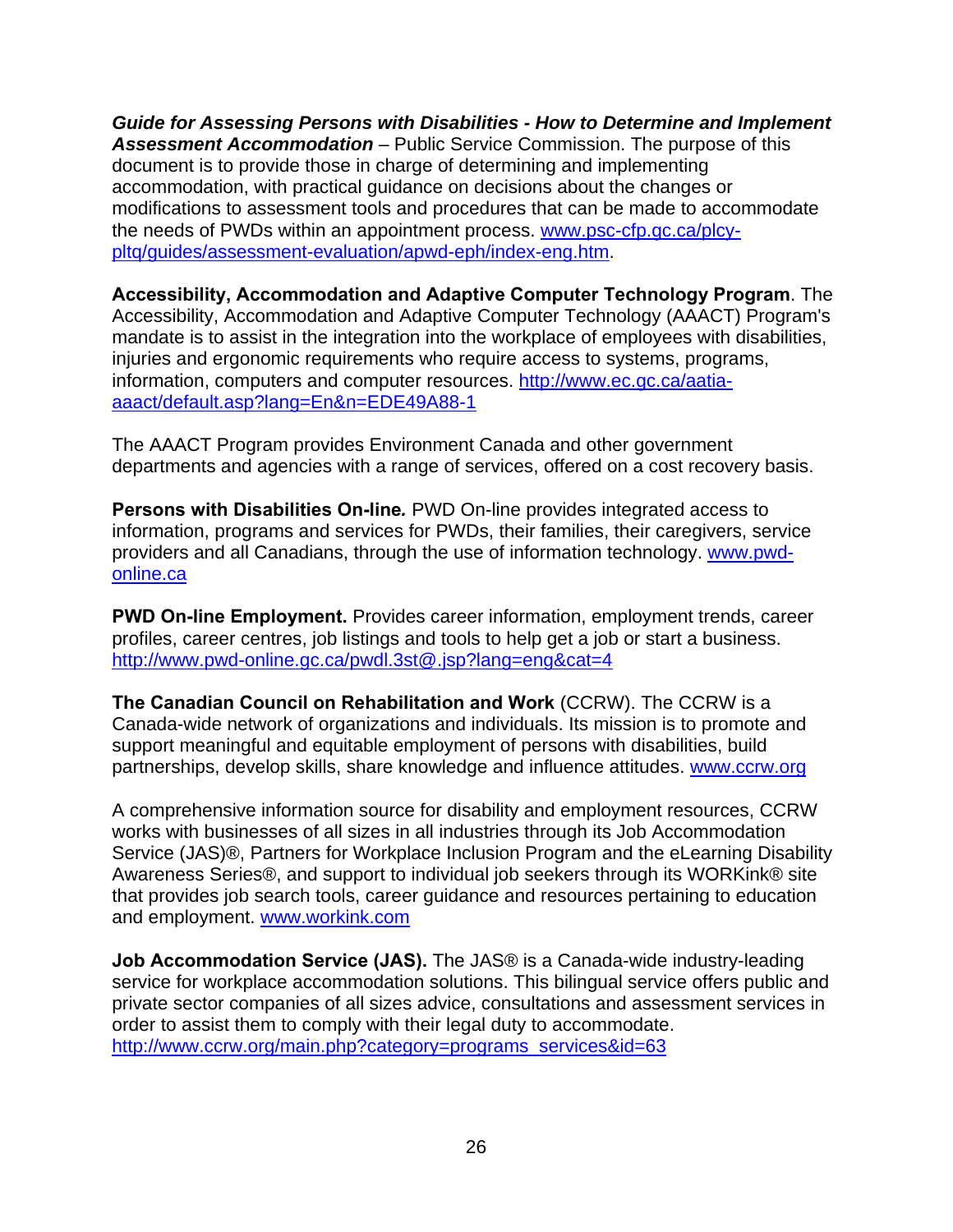***Guide for Assessing Persons with Disabilities - How to Determine and Implement Assessment Accommodation*** – Public Service Commission. The purpose of this document is to provide those in charge of determining and implementing accommodation, with practical guidance on decisions about the changes or modifications to assessment tools and procedures that can be made to accommodate the needs of PWDs within an appointment process. www.psc-cfp.gc.ca/plcy-pltq/guides/assessment-evaluation/apwd-eph/index-eng.htm.

**Accessibility, Accommodation and Adaptive Computer Technology Program**. The Accessibility, Accommodation and Adaptive Computer Technology (AAACT) Program's mandate is to assist in the integration into the workplace of employees with disabilities, injuries and ergonomic requirements who require access to systems, programs, information, computers and computer resources. http://www.ec.gc.ca/aatia-aaact/default.asp?lang=En&n=EDE49A88-1

The AAACT Program provides Environment Canada and other government departments and agencies with a range of services, offered on a cost recovery basis.

**Persons with Disabilities On-line***.* PWD On-line provides integrated access to information, programs and services for PWDs, their families, their caregivers, service providers and all Canadians, through the use of information technology. www.pwd-online.ca

**PWD On-line Employment.** Provides career information, employment trends, career profiles, career centres, job listings and tools to help get a job or start a business. http://www.pwd-online.gc.ca/pwdl.3st@.jsp?lang=eng&cat=4

**The Canadian Council on Rehabilitation and Work** (CCRW). The CCRW is a Canada-wide network of organizations and individuals. Its mission is to promote and support meaningful and equitable employment of persons with disabilities, build partnerships, develop skills, share knowledge and influence attitudes. www.ccrw.org

A comprehensive information source for disability and employment resources, CCRW works with businesses of all sizes in all industries through its Job Accommodation Service (JAS)®, Partners for Workplace Inclusion Program and the eLearning Disability Awareness Series®, and support to individual job seekers through its WORKink® site that provides job search tools, career guidance and resources pertaining to education and employment. www.workink.com

**Job Accommodation Service (JAS).** The JAS® is a Canada-wide industry-leading service for workplace accommodation solutions. This bilingual service offers public and private sector companies of all sizes advice, consultations and assessment services in order to assist them to comply with their legal duty to accommodate. http://www.ccrw.org/main.php?category=programs_services&id=63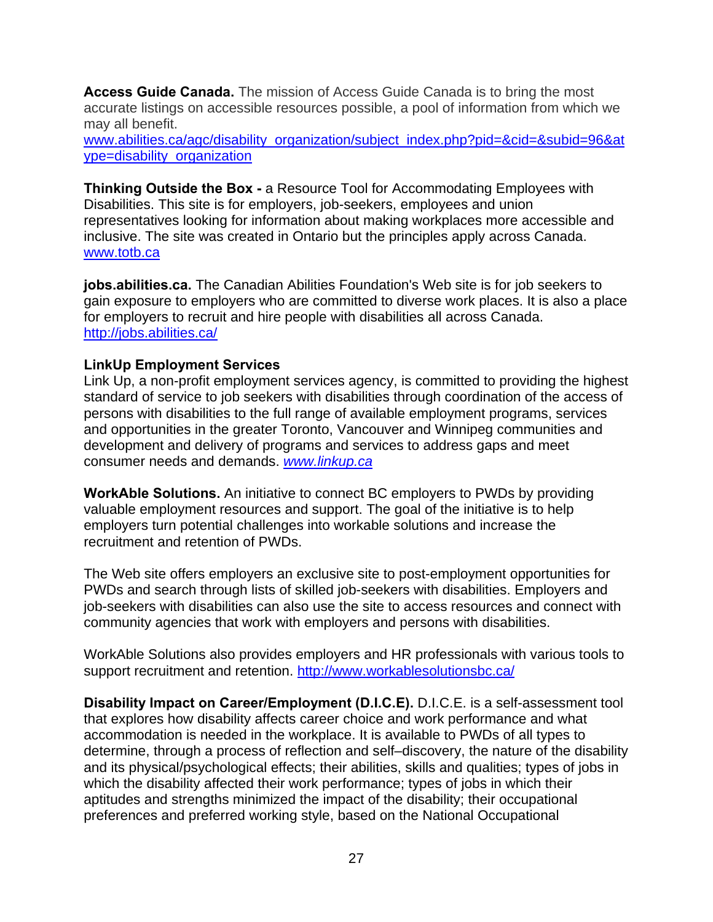**Access Guide Canada.** The mission of Access Guide Canada is to bring the most accurate listings on accessible resources possible, a pool of information from which we may all benefit.
www.abilities.ca/agc/disability_organization/subject_index.php?pid=&cid=&subid=96&atype=disability_organization

**Thinking Outside the Box -** a Resource Tool for Accommodating Employees with Disabilities. This site is for employers, job-seekers, employees and union representatives looking for information about making workplaces more accessible and inclusive. The site was created in Ontario but the principles apply across Canada. www.totb.ca

**jobs.abilities.ca.** The Canadian Abilities Foundation's Web site is for job seekers to gain exposure to employers who are committed to diverse work places. It is also a place for employers to recruit and hire people with disabilities all across Canada. http://jobs.abilities.ca/

**LinkUp Employment Services**
Link Up, a non-profit employment services agency, is committed to providing the highest standard of service to job seekers with disabilities through coordination of the access of persons with disabilities to the full range of available employment programs, services and opportunities in the greater Toronto, Vancouver and Winnipeg communities and development and delivery of programs and services to address gaps and meet consumer needs and demands. *www.linkup.ca*

**WorkAble Solutions.** An initiative to connect BC employers to PWDs by providing valuable employment resources and support. The goal of the initiative is to help employers turn potential challenges into workable solutions and increase the recruitment and retention of PWDs.

The Web site offers employers an exclusive site to post-employment opportunities for PWDs and search through lists of skilled job-seekers with disabilities. Employers and job-seekers with disabilities can also use the site to access resources and connect with community agencies that work with employers and persons with disabilities.

WorkAble Solutions also provides employers and HR professionals with various tools to support recruitment and retention. http://www.workablesolutionsbc.ca/

**Disability Impact on Career/Employment (D.I.C.E).** D.I.C.E. is a self-assessment tool that explores how disability affects career choice and work performance and what accommodation is needed in the workplace. It is available to PWDs of all types to determine, through a process of reflection and self–discovery, the nature of the disability and its physical/psychological effects; their abilities, skills and qualities; types of jobs in which the disability affected their work performance; types of jobs in which their aptitudes and strengths minimized the impact of the disability; their occupational preferences and preferred working style, based on the National Occupational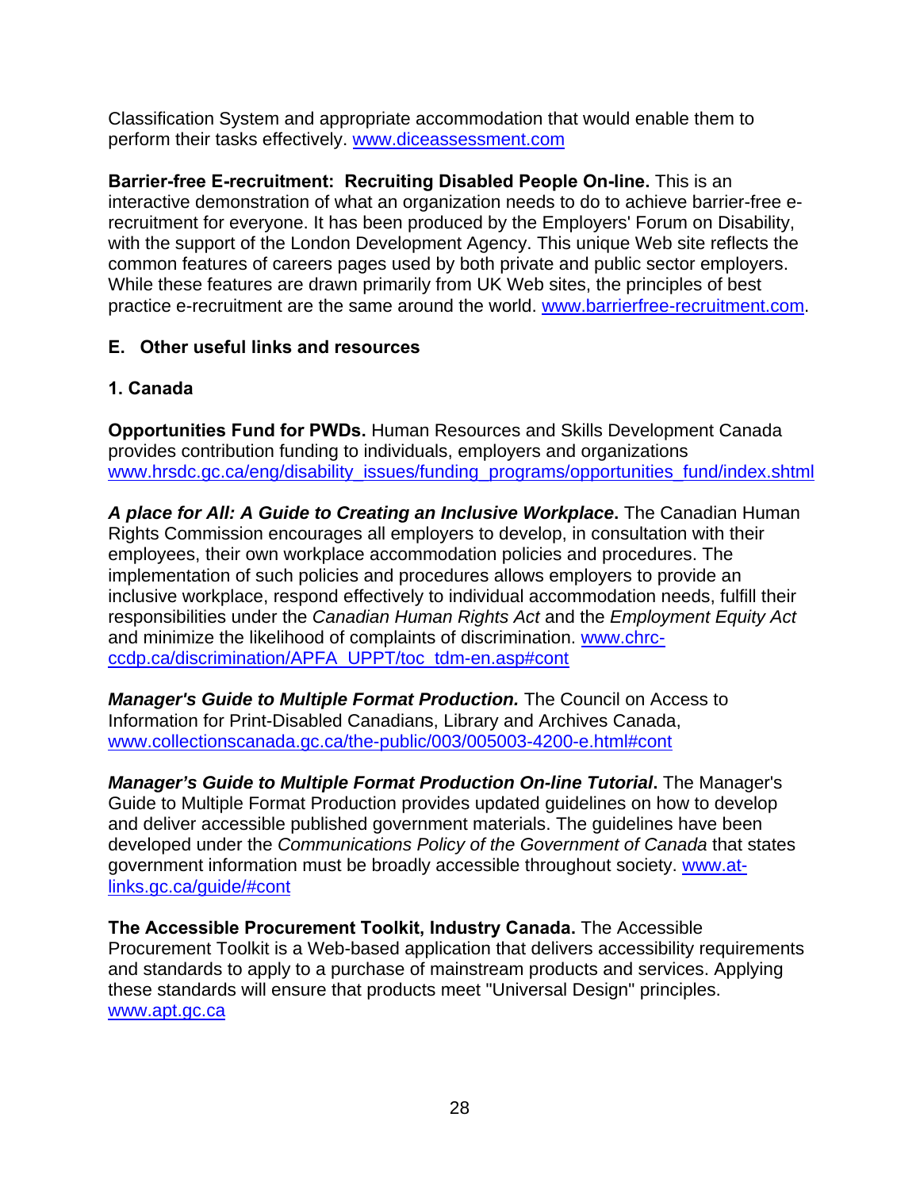Classification System and appropriate accommodation that would enable them to perform their tasks effectively. www.diceassessment.com

**Barrier-free E-recruitment: Recruiting Disabled People On-line.** This is an interactive demonstration of what an organization needs to do to achieve barrier-free e-recruitment for everyone. It has been produced by the Employers' Forum on Disability, with the support of the London Development Agency. This unique Web site reflects the common features of careers pages used by both private and public sector employers. While these features are drawn primarily from UK Web sites, the principles of best practice e-recruitment are the same around the world. www.barrierfree-recruitment.com.

## E. Other useful links and resources

### 1. Canada

**Opportunities Fund for PWDs.** Human Resources and Skills Development Canada provides contribution funding to individuals, employers and organizations www.hrsdc.gc.ca/eng/disability_issues/funding_programs/opportunities_fund/index.shtml

***A place for All: A Guide to Creating an Inclusive Workplace*.** The Canadian Human Rights Commission encourages all employers to develop, in consultation with their employees, their own workplace accommodation policies and procedures. The implementation of such policies and procedures allows employers to provide an inclusive workplace, respond effectively to individual accommodation needs, fulfill their responsibilities under the *Canadian Human Rights Act* and the *Employment Equity Act* and minimize the likelihood of complaints of discrimination. www.chrc-ccdp.ca/discrimination/APFA_UPPT/toc_tdm-en.asp#cont

***Manager's Guide to Multiple Format Production.*** The Council on Access to Information for Print-Disabled Canadians, Library and Archives Canada, www.collectionscanada.gc.ca/the-public/003/005003-4200-e.html#cont

***Manager's Guide to Multiple Format Production On-line Tutorial*.** The Manager's Guide to Multiple Format Production provides updated guidelines on how to develop and deliver accessible published government materials. The guidelines have been developed under the *Communications Policy of the Government of Canada* that states government information must be broadly accessible throughout society. www.at-links.gc.ca/guide/#cont

**The Accessible Procurement Toolkit, Industry Canada.** The Accessible Procurement Toolkit is a Web-based application that delivers accessibility requirements and standards to apply to a purchase of mainstream products and services. Applying these standards will ensure that products meet "Universal Design" principles. www.apt.gc.ca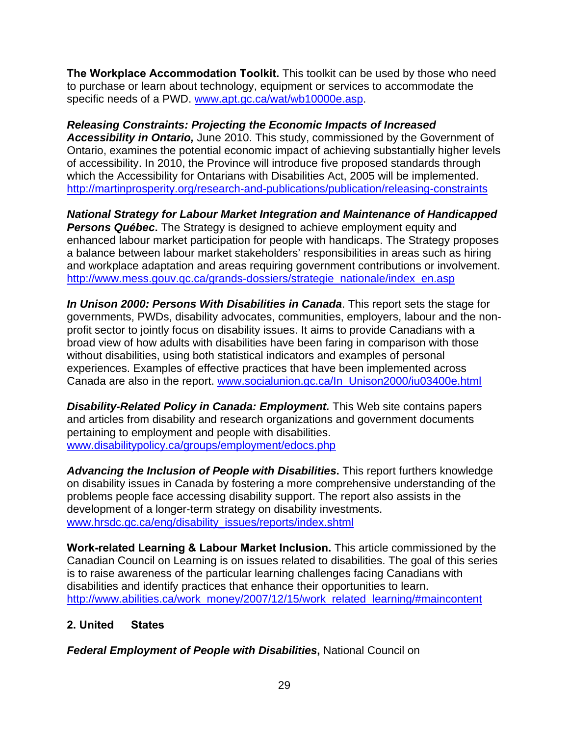**The Workplace Accommodation Toolkit.** This toolkit can be used by those who need to purchase or learn about technology, equipment or services to accommodate the specific needs of a PWD. www.apt.gc.ca/wat/wb10000e.asp.

***Releasing Constraints: Projecting the Economic Impacts of Increased Accessibility in Ontario,*** June 2010. This study, commissioned by the Government of Ontario, examines the potential economic impact of achieving substantially higher levels of accessibility. In 2010, the Province will introduce five proposed standards through which the Accessibility for Ontarians with Disabilities Act, 2005 will be implemented. http://martinprosperity.org/research-and-publications/publication/releasing-constraints

***National Strategy for Labour Market Integration and Maintenance of Handicapped Persons Québec*.** The Strategy is designed to achieve employment equity and enhanced labour market participation for people with handicaps. The Strategy proposes a balance between labour market stakeholders' responsibilities in areas such as hiring and workplace adaptation and areas requiring government contributions or involvement. http://www.mess.gouv.qc.ca/grands-dossiers/strategie_nationale/index_en.asp

***In Unison 2000: Persons With Disabilities in Canada***. This report sets the stage for governments, PWDs, disability advocates, communities, employers, labour and the non-profit sector to jointly focus on disability issues. It aims to provide Canadians with a broad view of how adults with disabilities have been faring in comparison with those without disabilities, using both statistical indicators and examples of personal experiences. Examples of effective practices that have been implemented across Canada are also in the report. www.socialunion.gc.ca/In_Unison2000/iu03400e.html

***Disability-Related Policy in Canada: Employment.*** This Web site contains papers and articles from disability and research organizations and government documents pertaining to employment and people with disabilities. www.disabilitypolicy.ca/groups/employment/edocs.php

***Advancing the Inclusion of People with Disabilities*.** This report furthers knowledge on disability issues in Canada by fostering a more comprehensive understanding of the problems people face accessing disability support. The report also assists in the development of a longer-term strategy on disability investments. www.hrsdc.gc.ca/eng/disability_issues/reports/index.shtml

**Work-related Learning & Labour Market Inclusion.** This article commissioned by the Canadian Council on Learning is on issues related to disabilities. The goal of this series is to raise awareness of the particular learning challenges facing Canadians with disabilities and identify practices that enhance their opportunities to learn. http://www.abilities.ca/work_money/2007/12/15/work_related_learning/#maincontent

### 2. United States

***Federal Employment of People with Disabilities*,** National Council on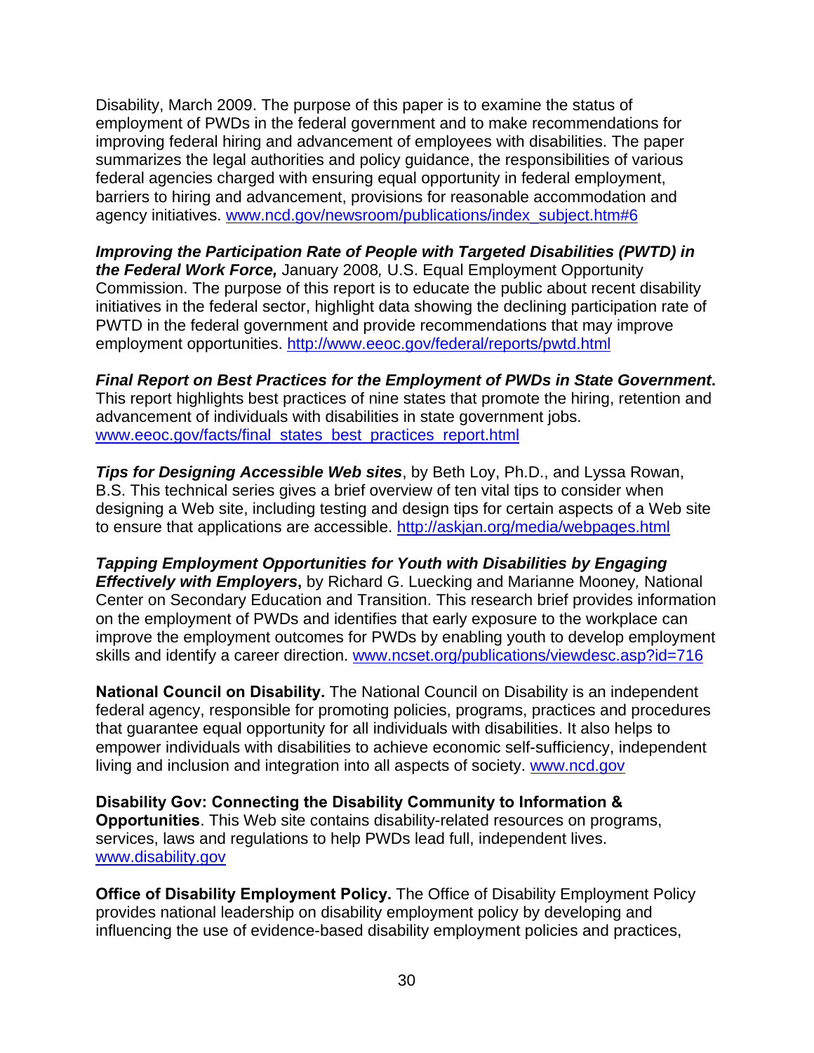Disability, March 2009. The purpose of this paper is to examine the status of employment of PWDs in the federal government and to make recommendations for improving federal hiring and advancement of employees with disabilities. The paper summarizes the legal authorities and policy guidance, the responsibilities of various federal agencies charged with ensuring equal opportunity in federal employment, barriers to hiring and advancement, provisions for reasonable accommodation and agency initiatives. www.ncd.gov/newsroom/publications/index_subject.htm#6

***Improving the Participation Rate of People with Targeted Disabilities (PWTD) in the Federal Work Force,*** January 2008*,* U.S. Equal Employment Opportunity Commission. The purpose of this report is to educate the public about recent disability initiatives in the federal sector, highlight data showing the declining participation rate of PWTD in the federal government and provide recommendations that may improve employment opportunities. http://www.eeoc.gov/federal/reports/pwtd.html

***Final Report on Best Practices for the Employment of PWDs in State Government*.** This report highlights best practices of nine states that promote the hiring, retention and advancement of individuals with disabilities in state government jobs. www.eeoc.gov/facts/final_states_best_practices_report.html

***Tips for Designing Accessible Web sites***, by Beth Loy, Ph.D., and Lyssa Rowan, B.S. This technical series gives a brief overview of ten vital tips to consider when designing a Web site, including testing and design tips for certain aspects of a Web site to ensure that applications are accessible. http://askjan.org/media/webpages.html

***Tapping Employment Opportunities for Youth with Disabilities by Engaging Effectively with Employers*,** by Richard G. Luecking and Marianne Mooney*,* National Center on Secondary Education and Transition. This research brief provides information on the employment of PWDs and identifies that early exposure to the workplace can improve the employment outcomes for PWDs by enabling youth to develop employment skills and identify a career direction. www.ncset.org/publications/viewdesc.asp?id=716

**National Council on Disability.** The National Council on Disability is an independent federal agency, responsible for promoting policies, programs, practices and procedures that guarantee equal opportunity for all individuals with disabilities. It also helps to empower individuals with disabilities to achieve economic self-sufficiency, independent living and inclusion and integration into all aspects of society. www.ncd.gov

**Disability Gov: Connecting the Disability Community to Information & Opportunities**. This Web site contains disability-related resources on programs, services, laws and regulations to help PWDs lead full, independent lives. www.disability.gov

**Office of Disability Employment Policy.** The Office of Disability Employment Policy provides national leadership on disability employment policy by developing and influencing the use of evidence-based disability employment policies and practices,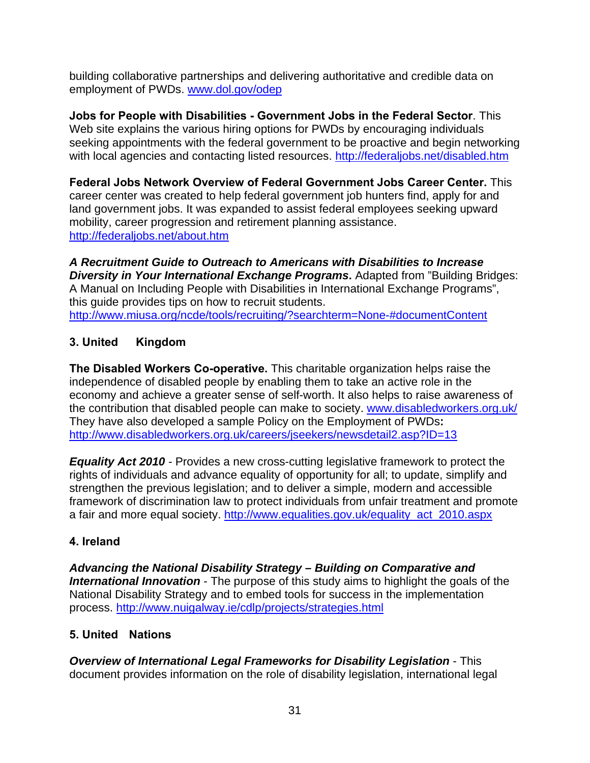building collaborative partnerships and delivering authoritative and credible data on employment of PWDs. www.dol.gov/odep

**Jobs for People with Disabilities - Government Jobs in the Federal Sector**. This Web site explains the various hiring options for PWDs by encouraging individuals seeking appointments with the federal government to be proactive and begin networking with local agencies and contacting listed resources. http://federaljobs.net/disabled.htm

**Federal Jobs Network Overview of Federal Government Jobs Career Center.** This career center was created to help federal government job hunters find, apply for and land government jobs. It was expanded to assist federal employees seeking upward mobility, career progression and retirement planning assistance. http://federaljobs.net/about.htm

***A Recruitment Guide to Outreach to Americans with Disabilities to Increase Diversity in Your International Exchange Programs*.** Adapted from "Building Bridges: A Manual on Including People with Disabilities in International Exchange Programs", this guide provides tips on how to recruit students. http://www.miusa.org/ncde/tools/recruiting/?searchterm=None-#documentContent

### 3. United Kingdom

**The Disabled Workers Co-operative.** This charitable organization helps raise the independence of disabled people by enabling them to take an active role in the economy and achieve a greater sense of self-worth. It also helps to raise awareness of the contribution that disabled people can make to society. www.disabledworkers.org.uk/
They have also developed a sample Policy on the Employment of PWDs**:** http://www.disabledworkers.org.uk/careers/jseekers/newsdetail2.asp?ID=13

***Equality Act 2010*** - Provides a new cross-cutting legislative framework to protect the rights of individuals and advance equality of opportunity for all; to update, simplify and strengthen the previous legislation; and to deliver a simple, modern and accessible framework of discrimination law to protect individuals from unfair treatment and promote a fair and more equal society. http://www.equalities.gov.uk/equality_act_2010.aspx

### 4. Ireland

***Advancing the National Disability Strategy – Building on Comparative and International Innovation*** - The purpose of this study aims to highlight the goals of the National Disability Strategy and to embed tools for success in the implementation process. http://www.nuigalway.ie/cdlp/projects/strategies.html

### 5. United Nations

***Overview of International Legal Frameworks for Disability Legislation*** - This document provides information on the role of disability legislation, international legal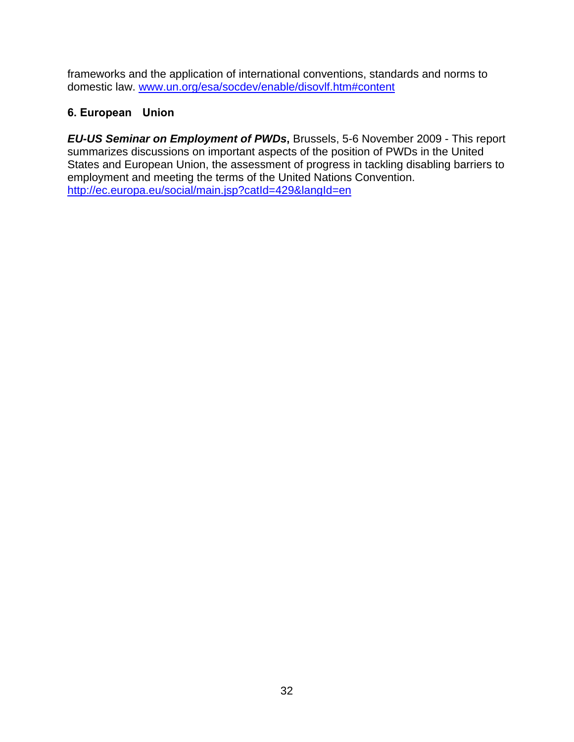frameworks and the application of international conventions, standards and norms to domestic law. www.un.org/esa/socdev/enable/disovlf.htm#content

### 6. European Union

***EU-US Seminar on Employment of PWDs*****,** Brussels, 5-6 November 2009 - This report summarizes discussions on important aspects of the position of PWDs in the United States and European Union, the assessment of progress in tackling disabling barriers to employment and meeting the terms of the United Nations Convention. http://ec.europa.eu/social/main.jsp?catId=429&langId=en